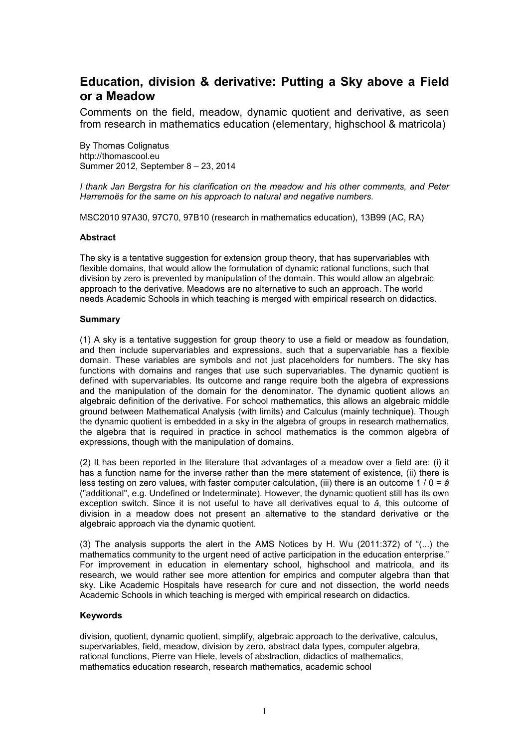# Education, division & derivative: Putting a Sky above a Field or a Meadow

Comments on the field, meadow, dynamic quotient and derivative, as seen from research in mathematics education (elementary, highschool & matricola)

By Thomas Colignatus
http://thomascool.eu
Summer 2012, September 8 – 23, 2014

*I thank Jan Bergstra for his clarification on the meadow and his other comments, and Peter Harremoës for the same on his approach to natural and negative numbers.*

MSC2010 97A30, 97C70, 97B10 (research in mathematics education), 13B99 (AC, RA)

**Abstract**

The sky is a tentative suggestion for extension group theory, that has supervariables with flexible domains, that would allow the formulation of dynamic rational functions, such that division by zero is prevented by manipulation of the domain. This would allow an algebraic approach to the derivative. Meadows are no alternative to such an approach. The world needs Academic Schools in which teaching is merged with empirical research on didactics.

**Summary**

(1) A sky is a tentative suggestion for group theory to use a field or meadow as foundation, and then include supervariables and expressions, such that a supervariable has a flexible domain. These variables are symbols and not just placeholders for numbers. The sky has functions with domains and ranges that use such supervariables. The dynamic quotient is defined with supervariables. Its outcome and range require both the algebra of expressions and the manipulation of the domain for the denominator. The dynamic quotient allows an algebraic definition of the derivative. For school mathematics, this allows an algebraic middle ground between Mathematical Analysis (with limits) and Calculus (mainly technique). Though the dynamic quotient is embedded in a sky in the algebra of groups in research mathematics, the algebra that is required in practice in school mathematics is the common algebra of expressions, though with the manipulation of domains.

(2) It has been reported in the literature that advantages of a meadow over a field are: (i) it has a function name for the inverse rather than the mere statement of existence, (ii) there is less testing on zero values, with faster computer calculation, (iii) there is an outcome 1 / 0 = *â* ("additional", e.g. Undefined or Indeterminate). However, the dynamic quotient still has its own exception switch. Since it is not useful to have all derivatives equal to *â*, this outcome of division in a meadow does not present an alternative to the standard derivative or the algebraic approach via the dynamic quotient.

(3) The analysis supports the alert in the AMS Notices by H. Wu (2011:372) of "(...) the mathematics community to the urgent need of active participation in the education enterprise." For improvement in education in elementary school, highschool and matricola, and its research, we would rather see more attention for empirics and computer algebra than that sky. Like Academic Hospitals have research for cure and not dissection, the world needs Academic Schools in which teaching is merged with empirical research on didactics.

**Keywords**

division, quotient, dynamic quotient, simplify, algebraic approach to the derivative, calculus, supervariables, field, meadow, division by zero, abstract data types, computer algebra, rational functions, Pierre van Hiele, levels of abstraction, didactics of mathematics, mathematics education research, research mathematics, academic school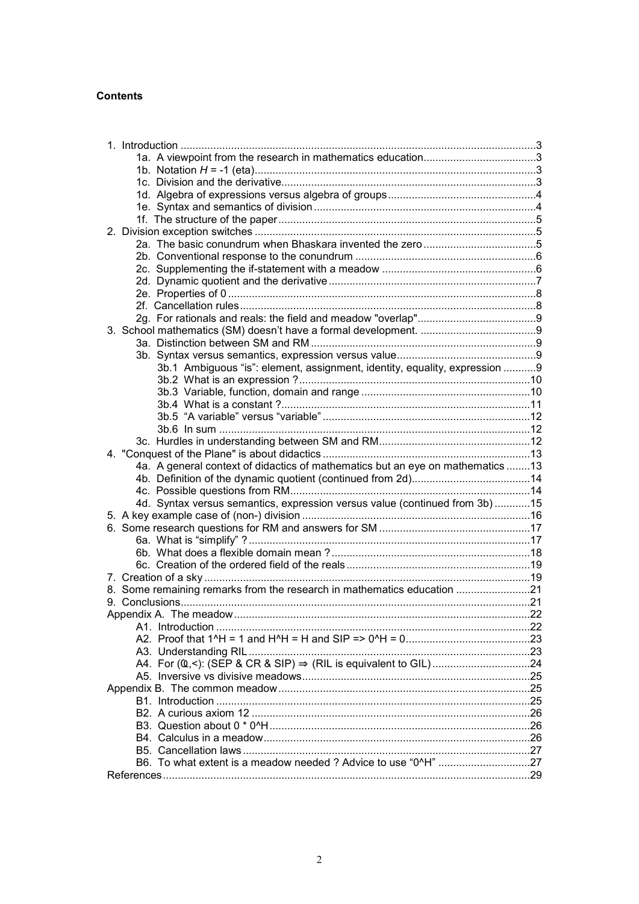**Contents**

1. Introduction ....................................................................................................................3
    - 1a. A viewpoint from the research in mathematics education......................................3
    - 1b. Notation $H$ = -1 (eta)...............................................................................................3
    - 1c. Division and the derivative.......................................................................................3
    - 1d. Algebra of expressions versus algebra of groups...................................................4
    - 1e. Syntax and semantics of division.............................................................................4
    - 1f. The structure of the paper.........................................................................................5
2. Division exception switches ...............................................................................................5
    - 2a. The basic conundrum when Bhaskara invented the zero.........................................5
    - 2b. Conventional response to the conundrum ...............................................................6
    - 2c. Supplementing the if-statement with a meadow ......................................................6
    - 2d. Dynamic quotient and the derivative ........................................................................7
    - 2e. Properties of 0 ..........................................................................................................8
    - 2f. Cancellation rules......................................................................................................8
    - 2g. For rationals and reals: the field and meadow "overlap".........................................9
3. School mathematics (SM) doesn't have a formal development. ........................................9
    - 3a. Distinction between SM and RM ..............................................................................9
    - 3b. Syntax versus semantics, expression versus value.................................................9
        - 3b.1 Ambiguous "is": element, assignment, identity, equality, expression ...........9
        - 3b.2 What is an expression ?..................................................................................10
        - 3b.3 Variable, function, domain and range ............................................................10
        - 3b.4 What is a constant ?.......................................................................................11
        - 3b.5 "A variable" versus "variable" .......................................................................12
        - 3b.6 In sum ............................................................................................................12
    - 3c. Hurdles in understanding between SM and RM.....................................................12
4. "Conquest of the Plane" is about didactics ......................................................................13
    - 4a. A general context of didactics of mathematics but an eye on mathematics .........13
    - 4b. Definition of the dynamic quotient (continued from 2d).........................................14
    - 4c. Possible questions from RM..................................................................................14
    - 4d. Syntax versus semantics, expression versus value (continued from 3b) ............15
5. A key example case of (non-) division .............................................................................16
6. Some research questions for RM and answers for SM ....................................................17
    - 6a. What is "simplify" ? ................................................................................................17
    - 6b. What does a flexible domain mean ? ....................................................................18
    - 6c. Creation of the ordered field of the reals ...............................................................19
7. Creation of a sky ..............................................................................................................19
8. Some remaining remarks from the research in mathematics education .........................21
9. Conclusions......................................................................................................................21

Appendix A. The meadow.....................................................................................................22
- A1. Introduction ..........................................................................................................22
- A2. Proof that 1^H = 1 and H^H = H and SIP => 0^H = 0..........................................23
- A3. Understanding RIL ...............................................................................................23
- A4. For (ℚ,<): (SEP & CR & SIP) ⇒ (RIL is equivalent to GIL) .................................24
- A5. Inversive vs divisive meadows..............................................................................25

Appendix B. The common meadow.......................................................................................25
- B1. Introduction ..........................................................................................................25
- B2. A curious axiom 12 ..............................................................................................26
- B3. Question about 0 * 0^H........................................................................................26
- B4. Calculus in a meadow..........................................................................................26
- B5. Cancellation laws .................................................................................................27
- B6. To what extent is a meadow needed ? Advice to use "0^H" ................................27

References.............................................................................................................................29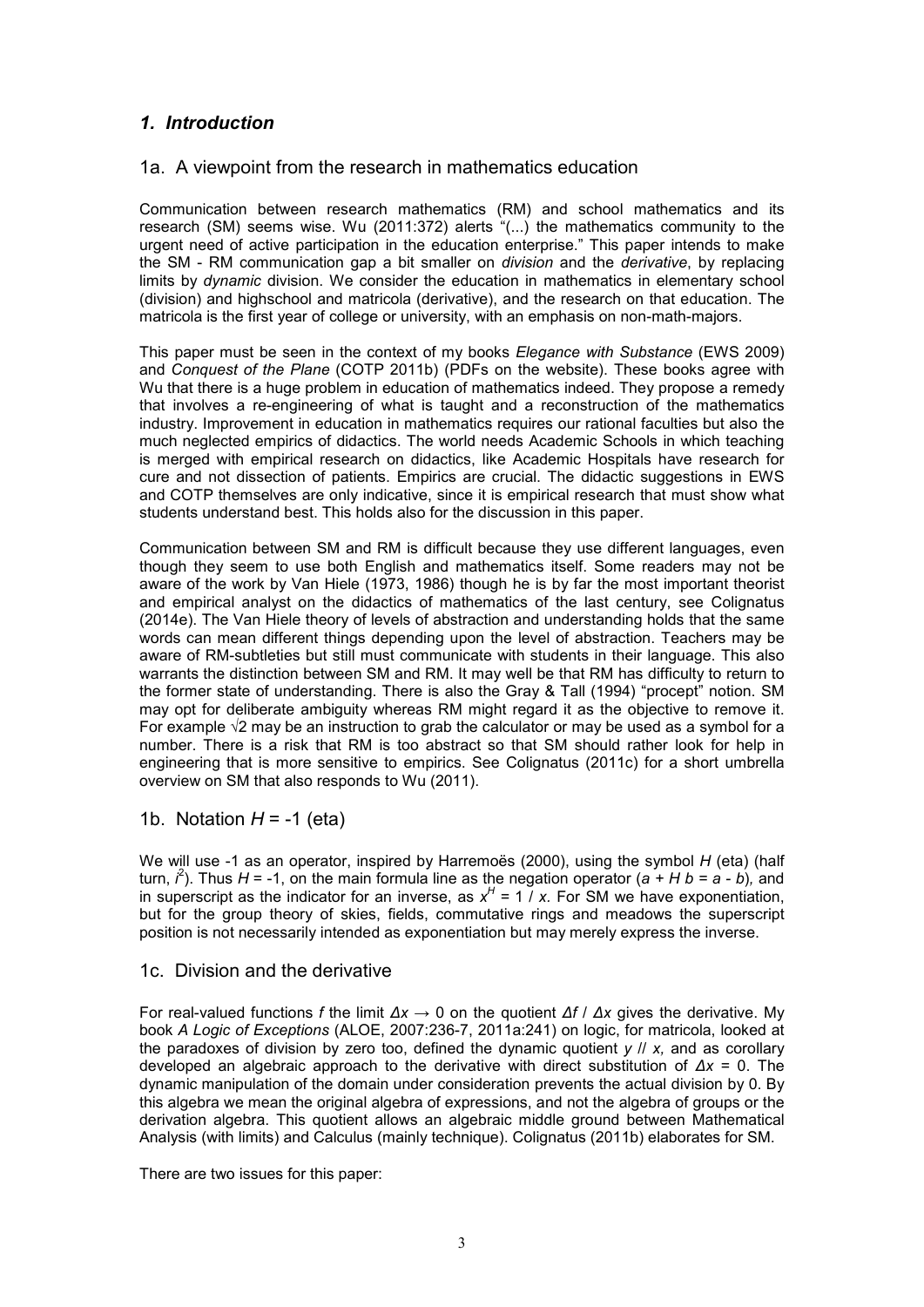## *1. Introduction*

### 1a. A viewpoint from the research in mathematics education

Communication between research mathematics (RM) and school mathematics and its research (SM) seems wise. Wu (2011:372) alerts "(...) the mathematics community to the urgent need of active participation in the education enterprise." This paper intends to make the SM - RM communication gap a bit smaller on *division* and the *derivative*, by replacing limits by *dynamic* division. We consider the education in mathematics in elementary school (division) and highschool and matricola (derivative), and the research on that education. The matricola is the first year of college or university, with an emphasis on non-math-majors.

This paper must be seen in the context of my books *Elegance with Substance* (EWS 2009) and *Conquest of the Plane* (COTP 2011b) (PDFs on the website). These books agree with Wu that there is a huge problem in education of mathematics indeed. They propose a remedy that involves a re-engineering of what is taught and a reconstruction of the mathematics industry. Improvement in education in mathematics requires our rational faculties but also the much neglected empirics of didactics. The world needs Academic Schools in which teaching is merged with empirical research on didactics, like Academic Hospitals have research for cure and not dissection of patients. Empirics are crucial. The didactic suggestions in EWS and COTP themselves are only indicative, since it is empirical research that must show what students understand best. This holds also for the discussion in this paper.

Communication between SM and RM is difficult because they use different languages, even though they seem to use both English and mathematics itself. Some readers may not be aware of the work by Van Hiele (1973, 1986) though he is by far the most important theorist and empirical analyst on the didactics of mathematics of the last century, see Colignatus (2014e). The Van Hiele theory of levels of abstraction and understanding holds that the same words can mean different things depending upon the level of abstraction. Teachers may be aware of RM-subtleties but still must communicate with students in their language. This also warrants the distinction between SM and RM. It may well be that RM has difficulty to return to the former state of understanding. There is also the Gray & Tall (1994) "procept" notion. SM may opt for deliberate ambiguity whereas RM might regard it as the objective to remove it. For example $\sqrt{2}$ may be an instruction to grab the calculator or may be used as a symbol for a number. There is a risk that RM is too abstract so that SM should rather look for help in engineering that is more sensitive to empirics. See Colignatus (2011c) for a short umbrella overview on SM that also responds to Wu (2011).

### 1b. Notation $H$ = -1 (eta)

We will use -1 as an operator, inspired by Harremoës (2000), using the symbol $H$ (eta) (half turn, $i^2$). Thus $H = -1$, on the main formula line as the negation operator ($a + H\, b = a - b$), and in superscript as the indicator for an inverse, as $x^H = 1 / x$. For SM we have exponentiation, but for the group theory of skies, fields, commutative rings and meadows the superscript position is not necessarily intended as exponentiation but may merely express the inverse.

### 1c. Division and the derivative

For real-valued functions $f$ the limit $\Delta x \rightarrow 0$ on the quotient $\Delta f$ / $\Delta x$ gives the derivative. My book *A Logic of Exceptions* (ALOE, 2007:236-7, 2011a:241) on logic, for matricola, looked at the paradoxes of division by zero too, defined the dynamic quotient $y$ // $x$, and as corollary developed an algebraic approach to the derivative with direct substitution of $\Delta x = 0$. The dynamic manipulation of the domain under consideration prevents the actual division by 0. By this algebra we mean the original algebra of expressions, and not the algebra of groups or the derivation algebra. This quotient allows an algebraic middle ground between Mathematical Analysis (with limits) and Calculus (mainly technique). Colignatus (2011b) elaborates for SM.

There are two issues for this paper: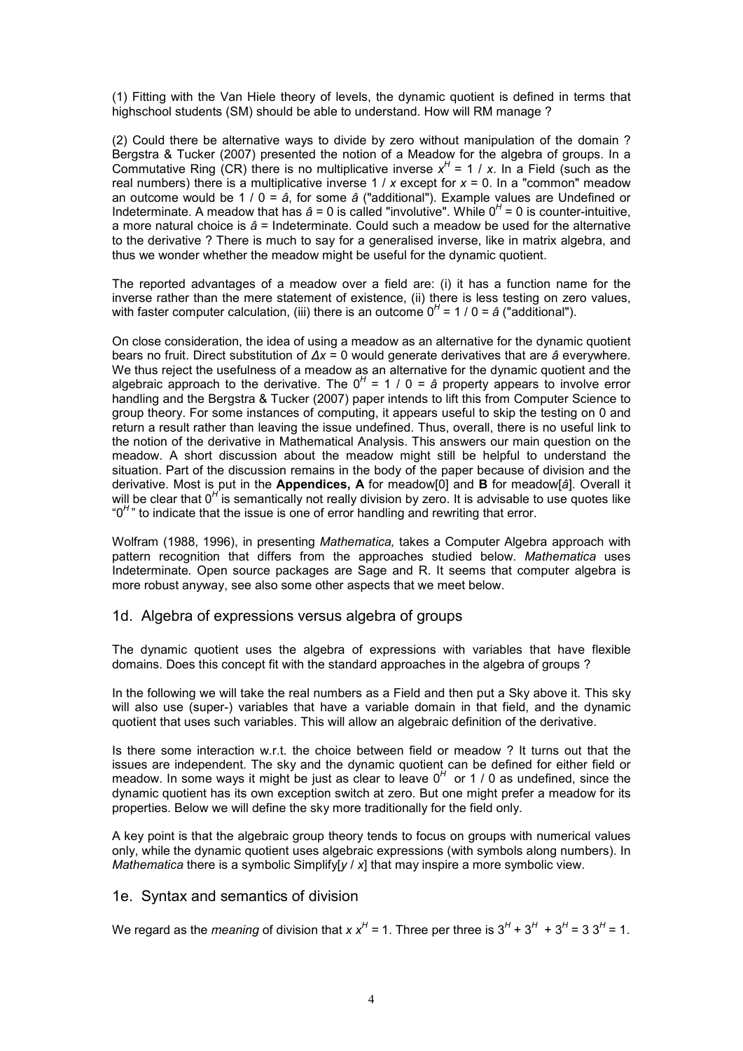(1) Fitting with the Van Hiele theory of levels, the dynamic quotient is defined in terms that highschool students (SM) should be able to understand. How will RM manage ?

(2) Could there be alternative ways to divide by zero without manipulation of the domain ? Bergstra & Tucker (2007) presented the notion of a Meadow for the algebra of groups. In a Commutative Ring (CR) there is no multiplicative inverse $x^H = 1 / x$. In a Field (such as the real numbers) there is a multiplicative inverse $1 / x$ except for $x = 0$. In a "common" meadow an outcome would be $1 / 0 = â$, for some $â$ ("additional"). Example values are Undefined or Indeterminate. A meadow that has $â = 0$ is called "involutive". While $0^H = 0$ is counter-intuitive, a more natural choice is $â$ = Indeterminate. Could such a meadow be used for the alternative to the derivative ? There is much to say for a generalised inverse, like in matrix algebra, and thus we wonder whether the meadow might be useful for the dynamic quotient.

The reported advantages of a meadow over a field are: (i) it has a function name for the inverse rather than the mere statement of existence, (ii) there is less testing on zero values, with faster computer calculation, (iii) there is an outcome $0^H = 1 / 0 = â$ ("additional").

On close consideration, the idea of using a meadow as an alternative for the dynamic quotient bears no fruit. Direct substitution of $Δx = 0$ would generate derivatives that are $â$ everywhere. We thus reject the usefulness of a meadow as an alternative for the dynamic quotient and the algebraic approach to the derivative. The $0^H = 1 / 0 = â$ property appears to involve error handling and the Bergstra & Tucker (2007) paper intends to lift this from Computer Science to group theory. For some instances of computing, it appears useful to skip the testing on 0 and return a result rather than leaving the issue undefined. Thus, overall, there is no useful link to the notion of the derivative in Mathematical Analysis. This answers our main question on the meadow. A short discussion about the meadow might still be helpful to understand the situation. Part of the discussion remains in the body of the paper because of division and the derivative. Most is put in the **Appendices, A** for meadow[0] and **B** for meadow[$â$]. Overall it will be clear that $0^H$ is semantically not really division by zero. It is advisable to use quotes like "$0^H$" to indicate that the issue is one of error handling and rewriting that error.

Wolfram (1988, 1996), in presenting *Mathematica,* takes a Computer Algebra approach with pattern recognition that differs from the approaches studied below. *Mathematica* uses Indeterminate. Open source packages are Sage and R. It seems that computer algebra is more robust anyway, see also some other aspects that we meet below.

## 1d. Algebra of expressions versus algebra of groups

The dynamic quotient uses the algebra of expressions with variables that have flexible domains. Does this concept fit with the standard approaches in the algebra of groups ?

In the following we will take the real numbers as a Field and then put a Sky above it. This sky will also use (super-) variables that have a variable domain in that field, and the dynamic quotient that uses such variables. This will allow an algebraic definition of the derivative.

Is there some interaction w.r.t. the choice between field or meadow ? It turns out that the issues are independent. The sky and the dynamic quotient can be defined for either field or meadow. In some ways it might be just as clear to leave $0^H$ or $1 / 0$ as undefined, since the dynamic quotient has its own exception switch at zero. But one might prefer a meadow for its properties. Below we will define the sky more traditionally for the field only.

A key point is that the algebraic group theory tends to focus on groups with numerical values only, while the dynamic quotient uses algebraic expressions (with symbols along numbers). In *Mathematica* there is a symbolic Simplify[$y$ / $x$] that may inspire a more symbolic view.

## 1e. Syntax and semantics of division

We regard as the *meaning* of division that $x\, x^H = 1$. Three per three is $3^H + 3^H + 3^H = 3\ 3^H = 1$.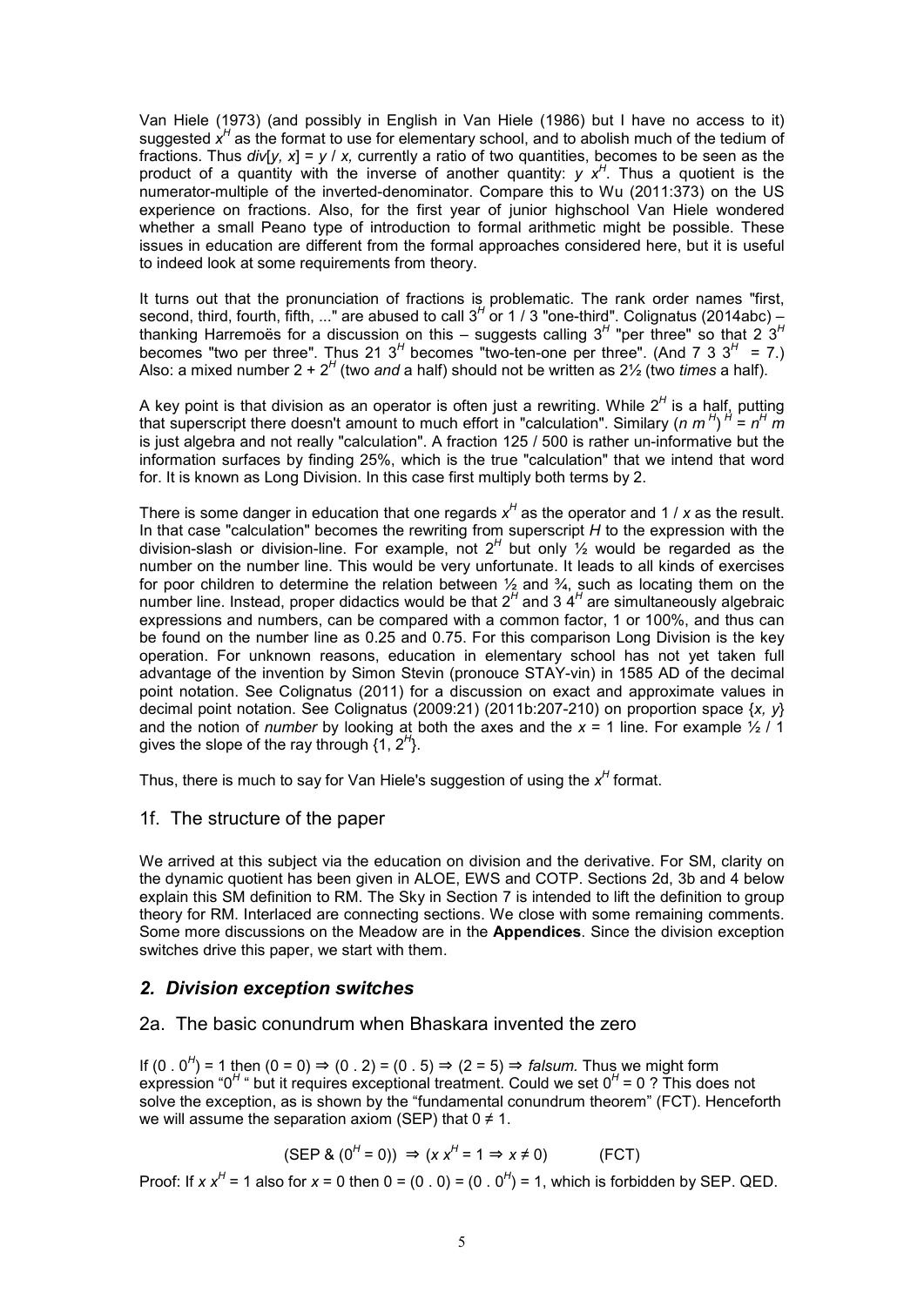Van Hiele (1973) (and possibly in English in Van Hiele (1986) but I have no access to it) suggested $x^H$ as the format to use for elementary school, and to abolish much of the tedium of fractions. Thus $div[y, x] = y / x$, currently a ratio of two quantities, becomes to be seen as the product of a quantity with the inverse of another quantity: $y\ x^H$. Thus a quotient is the numerator-multiple of the inverted-denominator. Compare this to Wu (2011:373) on the US experience on fractions. Also, for the first year of junior highschool Van Hiele wondered whether a small Peano type of introduction to formal arithmetic might be possible. These issues in education are different from the formal approaches considered here, but it is useful to indeed look at some requirements from theory.

It turns out that the pronunciation of fractions is problematic. The rank order names "first, second, third, fourth, fifth, ..." are abused to call $3^H$ or 1 / 3 "one-third". Colignatus (2014abc) – thanking Harremoës for a discussion on this – suggests calling $3^H$ "per three" so that 2 $3^H$ becomes "two per three". Thus 21 $3^H$ becomes "two-ten-one per three". (And 7 3 $3^H$ = 7.) Also: a mixed number 2 + $2^H$ (two *and* a half) should not be written as 2½ (two *times* a half).

A key point is that division as an operator is often just a rewriting. While $2^H$ is a half, putting that superscript there doesn't amount to much effort in "calculation". Similary $(n\ m^H)^H = n^H\ m$ is just algebra and not really "calculation". A fraction 125 / 500 is rather un-informative but the information surfaces by finding 25%, which is the true "calculation" that we intend that word for. It is known as Long Division. In this case first multiply both terms by 2.

There is some danger in education that one regards $x^H$ as the operator and 1 / $x$ as the result. In that case "calculation" becomes the rewriting from superscript $H$ to the expression with the division-slash or division-line. For example, not $2^H$ but only ½ would be regarded as the number on the number line. This would be very unfortunate. It leads to all kinds of exercises for poor children to determine the relation between ½ and ¾, such as locating them on the number line. Instead, proper didactics would be that $2^H$ and 3 $4^H$ are simultaneously algebraic expressions and numbers, can be compared with a common factor, 1 or 100%, and thus can be found on the number line as 0.25 and 0.75. For this comparison Long Division is the key operation. For unknown reasons, education in elementary school has not yet taken full advantage of the invention by Simon Stevin (pronouce STAY-vin) in 1585 AD of the decimal point notation. See Colignatus (2011) for a discussion on exact and approximate values in decimal point notation. See Colignatus (2009:21) (2011b:207-210) on proportion space $\{x, y\}$ and the notion of *number* by looking at both the axes and the $x$ = 1 line. For example ½ / 1 gives the slope of the ray through $\{1, 2^H\}$.

Thus, there is much to say for Van Hiele's suggestion of using the $x^H$ format.

## 1f. The structure of the paper

We arrived at this subject via the education on division and the derivative. For SM, clarity on the dynamic quotient has been given in ALOE, EWS and COTP. Sections 2d, 3b and 4 below explain this SM definition to RM. The Sky in Section 7 is intended to lift the definition to group theory for RM. Interlaced are connecting sections. We close with some remaining comments. Some more discussions on the Meadow are in the **Appendices**. Since the division exception switches drive this paper, we start with them.

# *2. Division exception switches*

## 2a. The basic conundrum when Bhaskara invented the zero

If $(0 \,.\, 0^H) = 1$ then $(0 = 0) \Rightarrow (0 \,.\, 2) = (0 \,.\, 5) \Rightarrow (2 = 5) \Rightarrow$ *falsum.* Thus we might form expression "$0^H$" but it requires exceptional treatment. Could we set $0^H = 0$ ? This does not solve the exception, as is shown by the "fundamental conundrum theorem" (FCT). Henceforth we will assume the separation axiom (SEP) that $0 \neq 1$.

$$(\text{SEP} \ \& \ (0^H = 0)) \Rightarrow (x\, x^H = 1 \Rightarrow x \neq 0) \qquad \text{(FCT)}$$

Proof: If $x\, x^H = 1$ also for $x = 0$ then $0 = (0 \,.\, 0) = (0 \,.\, 0^H) = 1$, which is forbidden by SEP. QED.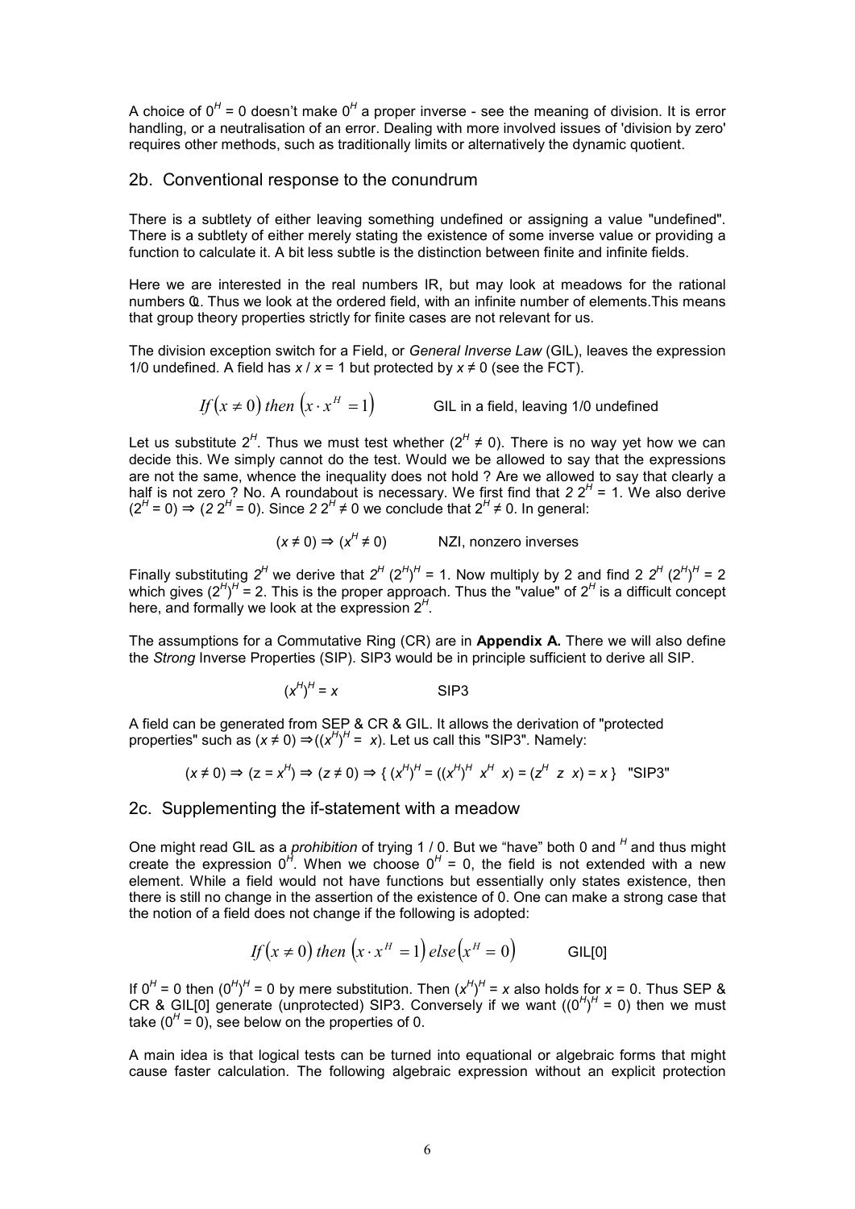A choice of $0^H = 0$ doesn't make $0^H$ a proper inverse - see the meaning of division. It is error handling, or a neutralisation of an error. Dealing with more involved issues of 'division by zero' requires other methods, such as traditionally limits or alternatively the dynamic quotient.

## 2b. Conventional response to the conundrum

There is a subtlety of either leaving something undefined or assigning a value "undefined". There is a subtlety of either merely stating the existence of some inverse value or providing a function to calculate it. A bit less subtle is the distinction between finite and infinite fields.

Here we are interested in the real numbers IR, but may look at meadows for the rational numbers ℚ. Thus we look at the ordered field, with an infinite number of elements.This means that group theory properties strictly for finite cases are not relevant for us.

The division exception switch for a Field, or *General Inverse Law* (GIL), leaves the expression 1/0 undefined. A field has $x / x = 1$ but protected by $x \neq 0$ (see the FCT).

$$If\left(x \neq 0\right)\ then\ \left(x \cdot x^H = 1\right) \qquad \text{GIL in a field, leaving 1/0 undefined}$$

Let us substitute $2^H$. Thus we must test whether ($2^H \neq 0$). There is no way yet how we can decide this. We simply cannot do the test. Would we be allowed to say that the expressions are not the same, whence the inequality does not hold ? Are we allowed to say that clearly a half is not zero ? No. A roundabout is necessary. We first find that $2\ 2^H = 1$. We also derive $(2^H = 0) \Rightarrow (2\ 2^H = 0)$. Since $2\ 2^H \neq 0$ we conclude that $2^H \neq 0$. In general:

$$(x \neq 0) \Rightarrow (x^H \neq 0) \qquad \text{NZI, nonzero inverses}$$

Finally substituting $2^H$ we derive that $2^H\ (2^H)^H = 1$. Now multiply by 2 and find $2\ 2^H\ (2^H)^H = 2$ which gives $(2^H)^H = 2$. This is the proper approach. Thus the "value" of $2^H$ is a difficult concept here, and formally we look at the expression $2^H$.

The assumptions for a Commutative Ring (CR) are in **Appendix A.** There we will also define the *Strong* Inverse Properties (SIP). SIP3 would be in principle sufficient to derive all SIP.

$$(x^H)^H = x \qquad \text{SIP3}$$

A field can be generated from SEP & CR & GIL. It allows the derivation of "protected properties" such as $(x \neq 0) \Rightarrow ((x^H)^H = x)$. Let us call this "SIP3". Namely:

$$(x \neq 0) \Rightarrow (z = x^H) \Rightarrow (z \neq 0) \Rightarrow \{\ (x^H)^H = ((x^H)^H\ x^H\ x) = (z^H\ z\ x) = x\ \} \quad \text{"SIP3"}$$

## 2c. Supplementing the if-statement with a meadow

One might read GIL as a *prohibition* of trying 1 / 0. But we "have" both 0 and $^H$ and thus might create the expression $0^H$. When we choose $0^H = 0$, the field is not extended with a new element. While a field would not have functions but essentially only states existence, then there is still no change in the assertion of the existence of 0. One can make a strong case that the notion of a field does not change if the following is adopted:

$$If\left(x \neq 0\right)\ then\ \left(x \cdot x^H = 1\right)\ else\left(x^H = 0\right) \qquad \text{GIL[0]}$$

If $0^H = 0$ then $(0^H)^H = 0$ by mere substitution. Then $(x^H)^H = x$ also holds for $x = 0$. Thus SEP & CR & GIL[0] generate (unprotected) SIP3. Conversely if we want $((0^H)^H = 0)$ then we must take $(0^H = 0)$, see below on the properties of 0.

A main idea is that logical tests can be turned into equational or algebraic forms that might cause faster calculation. The following algebraic expression without an explicit protection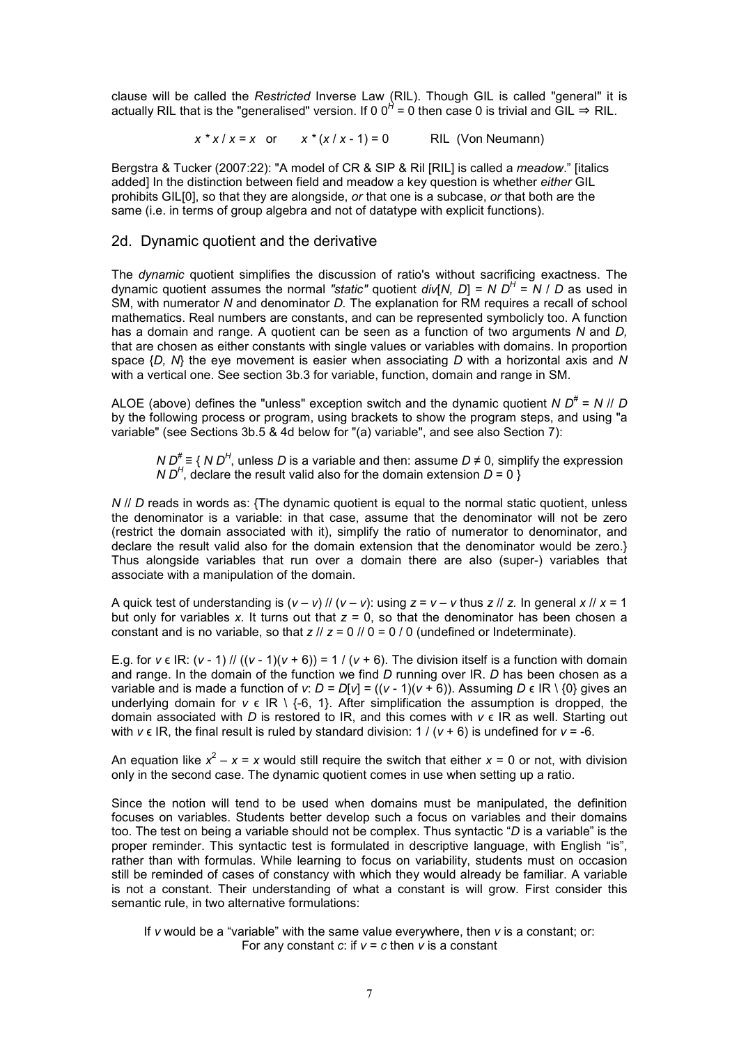clause will be called the *Restricted* Inverse Law (RIL). Though GIL is called "general" it is actually RIL that is the "generalised" version. If $0\ 0^H = 0$ then case 0 is trivial and GIL ⇒ RIL.

$$x * x / x = x \quad \text{or} \quad x * (x / x - 1) = 0 \qquad \text{RIL (Von Neumann)}$$

Bergstra & Tucker (2007:22): "A model of CR & SIP & Ril [RIL] is called a *meadow*." [italics added] In the distinction between field and meadow a key question is whether *either* GIL prohibits GIL[0], so that they are alongside, *or* that one is a subcase, *or* that both are the same (i.e. in terms of group algebra and not of datatype with explicit functions).

## 2d. Dynamic quotient and the derivative

The *dynamic* quotient simplifies the discussion of ratio's without sacrificing exactness. The dynamic quotient assumes the normal *"static"* quotient $div[N, D] = N\ D^H = N / D$ as used in SM, with numerator $N$ and denominator $D$. The explanation for RM requires a recall of school mathematics. Real numbers are constants, and can be represented symbolicly too. A function has a domain and range. A quotient can be seen as a function of two arguments $N$ and $D$, that are chosen as either constants with single values or variables with domains. In proportion space $\{D, N\}$ the eye movement is easier when associating $D$ with a horizontal axis and $N$ with a vertical one. See section 3b.3 for variable, function, domain and range in SM.

ALOE (above) defines the "unless" exception switch and the dynamic quotient $N\ D^\# = N\ //\ D$ by the following process or program, using brackets to show the program steps, and using "a variable" (see Sections 3b.5 & 4d below for "(a) variable", and see also Section 7):

> $N\ D^\# \equiv \{\ N\ D^H$, unless $D$ is a variable and then: assume $D \neq 0$, simplify the expression $N\ D^H$, declare the result valid also for the domain extension $D = 0\ \}$

$N\ //\ D$ reads in words as: {The dynamic quotient is equal to the normal static quotient, unless the denominator is a variable: in that case, assume that the denominator will not be zero (restrict the domain associated with it), simplify the ratio of numerator to denominator, and declare the result valid also for the domain extension that the denominator would be zero.} Thus alongside variables that run over a domain there are also (super-) variables that associate with a manipulation of the domain.

A quick test of understanding is $(v - v)\ //\ (v - v)$: using $z = v - v$ thus $z\ //\ z$. In general $x\ //\ x = 1$ but only for variables $x$. It turns out that $z = 0$, so that the denominator has been chosen a constant and is no variable, so that $z\ //\ z = 0\ //\ 0 = 0 / 0$ (undefined or Indeterminate).

E.g. for $v \in$ IR: $(v - 1)\ //\ ((v - 1)(v + 6)) = 1 / (v + 6)$. The division itself is a function with domain and range. In the domain of the function we find $D$ running over IR. $D$ has been chosen as a variable and is made a function of $v$: $D = D[v] = ((v - 1)(v + 6))$. Assuming $D \in$ IR \ {0} gives an underlying domain for $v \in$ IR \ {-6, 1}. After simplification the assumption is dropped, the domain associated with $D$ is restored to IR, and this comes with $v \in$ IR as well. Starting out with $v \in$ IR, the final result is ruled by standard division: $1 / (v + 6)$ is undefined for $v = -6$.

An equation like $x^2 - x = x$ would still require the switch that either $x = 0$ or not, with division only in the second case. The dynamic quotient comes in use when setting up a ratio.

Since the notion will tend to be used when domains must be manipulated, the definition focuses on variables. Students better develop such a focus on variables and their domains too. The test on being a variable should not be complex. Thus syntactic "$D$ is a variable" is the proper reminder. This syntactic test is formulated in descriptive language, with English "is", rather than with formulas. While learning to focus on variability, students must on occasion still be reminded of cases of constancy with which they would already be familiar. A variable is not a constant. Their understanding of what a constant is will grow. First consider this semantic rule, in two alternative formulations:

> If $v$ would be a "variable" with the same value everywhere, then $v$ is a constant; or:
> For any constant $c$: if $v = c$ then $v$ is a constant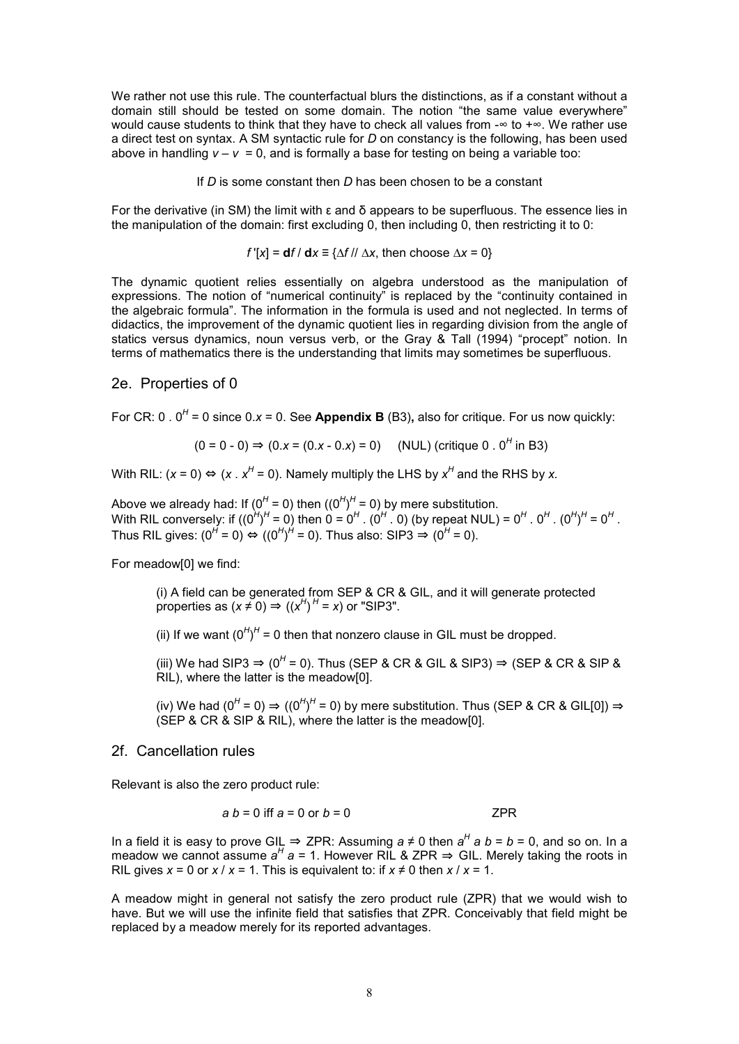We rather not use this rule. The counterfactual blurs the distinctions, as if a constant without a domain still should be tested on some domain. The notion "the same value everywhere" would cause students to think that they have to check all values from $-\infty$ to $+\infty$. We rather use a direct test on syntax. A SM syntactic rule for $D$ on constancy is the following, has been used above in handling $v - v = 0$, and is formally a base for testing on being a variable too:

If $D$ is some constant then $D$ has been chosen to be a constant

For the derivative (in SM) the limit with ε and δ appears to be superfluous. The essence lies in the manipulation of the domain: first excluding 0, then including 0, then restricting it to 0:

$$f\,'[x] = \mathbf{d}f \,/\, \mathbf{d}x \equiv \{\Delta f \,//\, \Delta x, \text{ then choose } \Delta x = 0\}$$

The dynamic quotient relies essentially on algebra understood as the manipulation of expressions. The notion of "numerical continuity" is replaced by the "continuity contained in the algebraic formula". The information in the formula is used and not neglected. In terms of didactics, the improvement of the dynamic quotient lies in regarding division from the angle of statics versus dynamics, noun versus verb, or the Gray & Tall (1994) "procept" notion. In terms of mathematics there is the understanding that limits may sometimes be superfluous.

## 2e. Properties of 0

For CR: $0 \,.\, 0^H = 0$ since $0.x = 0$. See **Appendix B** (B3), also for critique. For us now quickly:

$$(0 = 0 - 0) \Rightarrow (0.x = (0.x - 0.x) = 0) \quad \text{(NUL) (critique } 0 \,.\, 0^H \text{ in B3)}$$

With RIL: $(x = 0) \Leftrightarrow (x \,.\, x^H = 0)$. Namely multiply the LHS by $x^H$ and the RHS by $x$.

Above we already had: If $(0^H = 0)$ then $((0^H)^H = 0)$ by mere substitution.
With RIL conversely: if $((0^H)^H = 0)$ then $0 = 0^H \,.\, (0^H \,.\, 0)$ (by repeat NUL) $= 0^H \,.\, 0^H \,.\, (0^H)^H = 0^H$.
Thus RIL gives: $(0^H = 0) \Leftrightarrow ((0^H)^H = 0)$. Thus also: SIP3 $\Rightarrow (0^H = 0)$.

For meadow[0] we find:

> (i) A field can be generated from SEP & CR & GIL, and it will generate protected properties as $(x \neq 0) \Rightarrow ((x^H)^H = x)$ or "SIP3".
>
> (ii) If we want $(0^H)^H = 0$ then that nonzero clause in GIL must be dropped.
>
> (iii) We had SIP3 $\Rightarrow (0^H = 0)$. Thus (SEP & CR & GIL & SIP3) $\Rightarrow$ (SEP & CR & SIP & RIL), where the latter is the meadow[0].
>
> (iv) We had $(0^H = 0) \Rightarrow ((0^H)^H = 0)$ by mere substitution. Thus (SEP & CR & GIL[0]) $\Rightarrow$ (SEP & CR & SIP & RIL), where the latter is the meadow[0].

## 2f. Cancellation rules

Relevant is also the zero product rule:

$$a\,b = 0 \text{ iff } a = 0 \text{ or } b = 0 \qquad\qquad \text{ZPR}$$

In a field it is easy to prove GIL $\Rightarrow$ ZPR: Assuming $a \neq 0$ then $a^H\, a\, b = b = 0$, and so on. In a meadow we cannot assume $a^H\, a = 1$. However RIL & ZPR $\Rightarrow$ GIL. Merely taking the roots in RIL gives $x = 0$ or $x \,/\, x = 1$. This is equivalent to: if $x \neq 0$ then $x \,/\, x = 1$.

A meadow might in general not satisfy the zero product rule (ZPR) that we would wish to have. But we will use the infinite field that satisfies that ZPR. Conceivably that field might be replaced by a meadow merely for its reported advantages.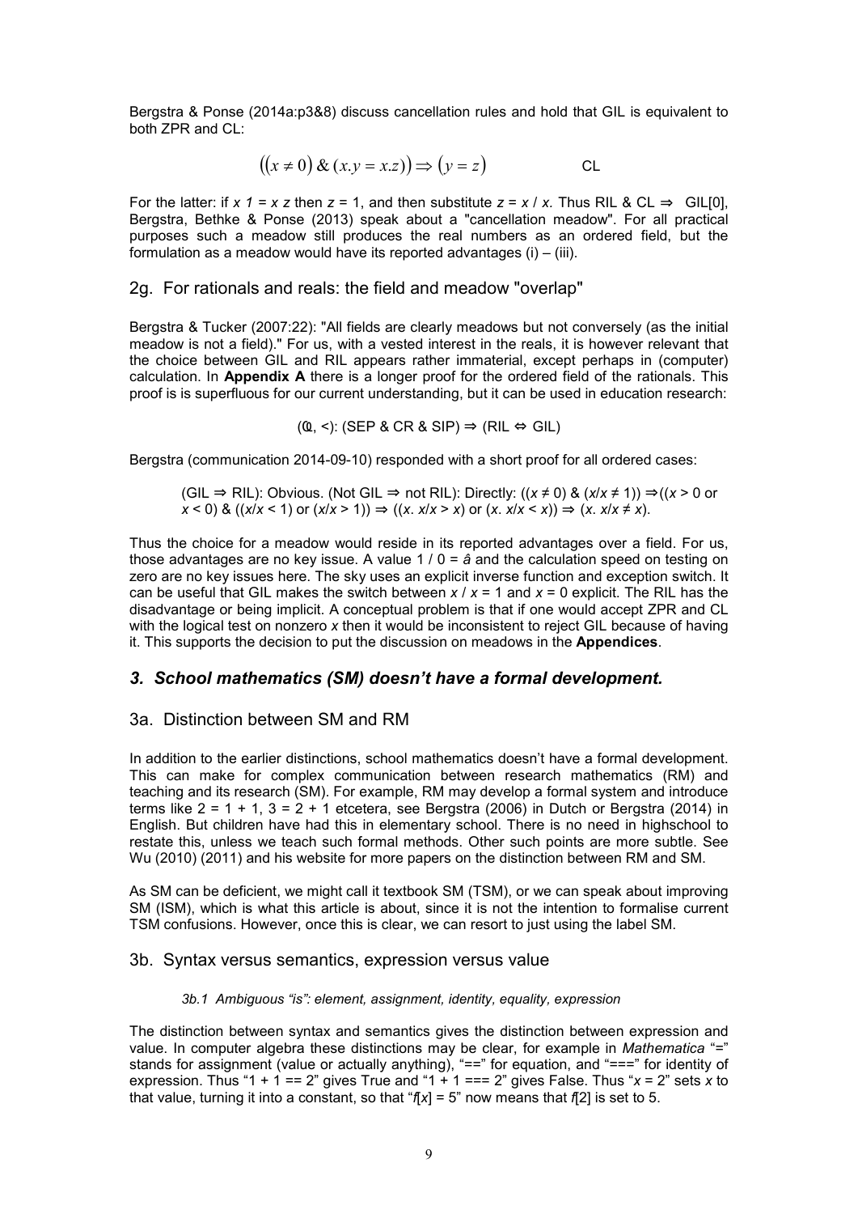Bergstra & Ponse (2014a:p3&8) discuss cancellation rules and hold that GIL is equivalent to both ZPR and CL:

$$\left((x \neq 0) \,\&\, (x.y = x.z)\right) \Rightarrow (y = z) \qquad \text{CL}$$

For the latter: if $x\ 1 = x\ z$ then $z = 1$, and then substitute $z = x / x$. Thus RIL & CL $\Rightarrow$ GIL[0], Bergstra, Bethke & Ponse (2013) speak about a "cancellation meadow". For all practical purposes such a meadow still produces the real numbers as an ordered field, but the formulation as a meadow would have its reported advantages (i) – (iii).

## 2g. For rationals and reals: the field and meadow "overlap"

Bergstra & Tucker (2007:22): "All fields are clearly meadows but not conversely (as the initial meadow is not a field)." For us, with a vested interest in the reals, it is however relevant that the choice between GIL and RIL appears rather immaterial, except perhaps in (computer) calculation. In **Appendix A** there is a longer proof for the ordered field of the rationals. This proof is is superfluous for our current understanding, but it can be used in education research:

$$(\mathbb{Q}, <)\text{: (SEP \& CR \& SIP)} \Rightarrow \text{(RIL} \Leftrightarrow \text{GIL)}$$

Bergstra (communication 2014-09-10) responded with a short proof for all ordered cases:

> (GIL $\Rightarrow$ RIL): Obvious. (Not GIL $\Rightarrow$ not RIL): Directly: $((x \neq 0)\ \&\ (x/x \neq 1)) \Rightarrow ((x > 0$ or $x < 0)\ \&\ ((x/x < 1)$ or $(x/x > 1)) \Rightarrow ((x.\ x/x > x)$ or $(x.\ x/x < x)) \Rightarrow (x.\ x/x \neq x)$.

Thus the choice for a meadow would reside in its reported advantages over a field. For us, those advantages are no key issue. A value $1 / 0 = \hat{a}$ and the calculation speed on testing on zero are no key issues here. The sky uses an explicit inverse function and exception switch. It can be useful that GIL makes the switch between $x / x = 1$ and $x = 0$ explicit. The RIL has the disadvantage or being implicit. A conceptual problem is that if one would accept ZPR and CL with the logical test on nonzero $x$ then it would be inconsistent to reject GIL because of having it. This supports the decision to put the discussion on meadows in the **Appendices**.

# *3. School mathematics (SM) doesn't have a formal development.*

## 3a. Distinction between SM and RM

In addition to the earlier distinctions, school mathematics doesn't have a formal development. This can make for complex communication between research mathematics (RM) and teaching and its research (SM). For example, RM may develop a formal system and introduce terms like $2 = 1 + 1$, $3 = 2 + 1$ etcetera, see Bergstra (2006) in Dutch or Bergstra (2014) in English. But children have had this in elementary school. There is no need in highschool to restate this, unless we teach such formal methods. Other such points are more subtle. See Wu (2010) (2011) and his website for more papers on the distinction between RM and SM.

As SM can be deficient, we might call it textbook SM (TSM), or we can speak about improving SM (ISM), which is what this article is about, since it is not the intention to formalise current TSM confusions. However, once this is clear, we can resort to just using the label SM.

## 3b. Syntax versus semantics, expression versus value

#### *3b.1 Ambiguous "is": element, assignment, identity, equality, expression*

The distinction between syntax and semantics gives the distinction between expression and value. In computer algebra these distinctions may be clear, for example in *Mathematica* "=" stands for assignment (value or actually anything), "==" for equation, and "===" for identity of expression. Thus "1 + 1 == 2" gives True and "1 + 1 === 2" gives False. Thus "$x = 2$" sets $x$ to that value, turning it into a constant, so that "$f[x] = 5$" now means that $f[2]$ is set to 5.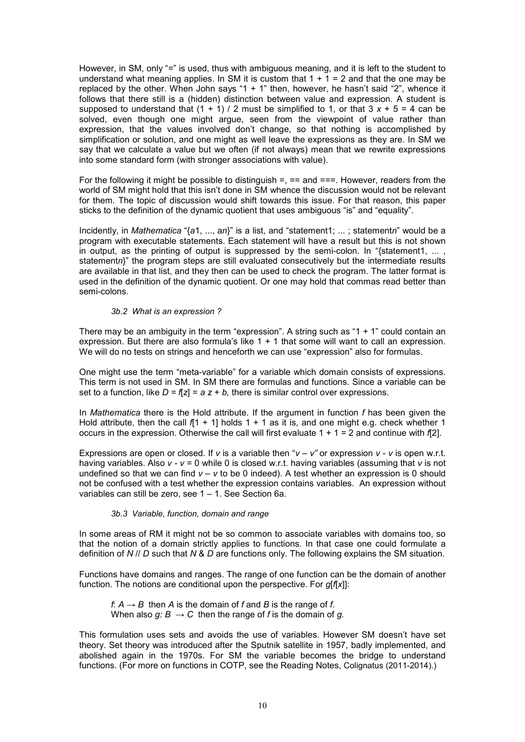However, in SM, only "=" is used, thus with ambiguous meaning, and it is left to the student to understand what meaning applies. In SM it is custom that $1 + 1 = 2$ and that the one may be replaced by the other. When John says "1 + 1" then, however, he hasn't said "2", whence it follows that there still is a (hidden) distinction between value and expression. A student is supposed to understand that $(1 + 1) / 2$ must be simplified to 1, or that $3x + 5 = 4$ can be solved, even though one might argue, seen from the viewpoint of value rather than expression, that the values involved don't change, so that nothing is accomplished by simplification or solution, and one might as well leave the expressions as they are. In SM we say that we calculate a value but we often (if not always) mean that we rewrite expressions into some standard form (with stronger associations with value).

For the following it might be possible to distinguish =, == and ===. However, readers from the world of SM might hold that this isn't done in SM whence the discussion would not be relevant for them. The topic of discussion would shift towards this issue. For that reason, this paper sticks to the definition of the dynamic quotient that uses ambiguous "is" and "equality".

Incidently, in *Mathematica* "{*a*1, ..., a*n*}" is a list, and "statement1; ... ; statement*n*" would be a program with executable statements. Each statement will have a result but this is not shown in output, as the printing of output is suppressed by the semi-colon. In "{statement1, ... , statement*n*}" the program steps are still evaluated consecutively but the intermediate results are available in that list, and they then can be used to check the program. The latter format is used in the definition of the dynamic quotient. Or one may hold that commas read better than semi-colons.

#### *3b.2 What is an expression ?*

There may be an ambiguity in the term "expression". A string such as "1 + 1" could contain an expression. But there are also formula's like $1 + 1$ that some will want to call an expression. We will do no tests on strings and henceforth we can use "expression" also for formulas.

One might use the term "meta-variable" for a variable which domain consists of expressions. This term is not used in SM. In SM there are formulas and functions. Since a variable can be set to a function, like $D = f[z] = a\,z + b$, there is similar control over expressions.

In *Mathematica* there is the Hold attribute. If the argument in function *f* has been given the Hold attribute, then the call $f[1 + 1]$ holds $1 + 1$ as it is, and one might e.g. check whether 1 occurs in the expression. Otherwise the call will first evaluate $1 + 1 = 2$ and continue with $f[2]$.

Expressions are open or closed. If *v* is a variable then "$v - v$" or expression $v - v$ is open w.r.t. having variables. Also $v - v = 0$ while 0 is closed w.r.t. having variables (assuming that *v* is not undefined so that we can find $v - v$ to be 0 indeed). A test whether an expression is 0 should not be confused with a test whether the expression contains variables. An expression without variables can still be zero, see $1 - 1$. See Section 6a.

#### *3b.3 Variable, function, domain and range*

In some areas of RM it might not be so common to associate variables with domains too, so that the notion of a domain strictly applies to functions. In that case one could formulate a definition of $N\,//\,D$ such that *N* & *D* are functions only. The following explains the SM situation.

Functions have domains and ranges. The range of one function can be the domain of another function. The notions are conditional upon the perspective. For $g[f[x]]$:

> $f: A \rightarrow B$ then *A* is the domain of *f* and *B* is the range of *f*.
> When also $g: B \rightarrow C$ then the range of *f* is the domain of *g*.

This formulation uses sets and avoids the use of variables. However SM doesn't have set theory. Set theory was introduced after the Sputnik satellite in 1957, badly implemented, and abolished again in the 1970s. For SM the variable becomes the bridge to understand functions. (For more on functions in COTP, see the Reading Notes, Colignatus (2011-2014).)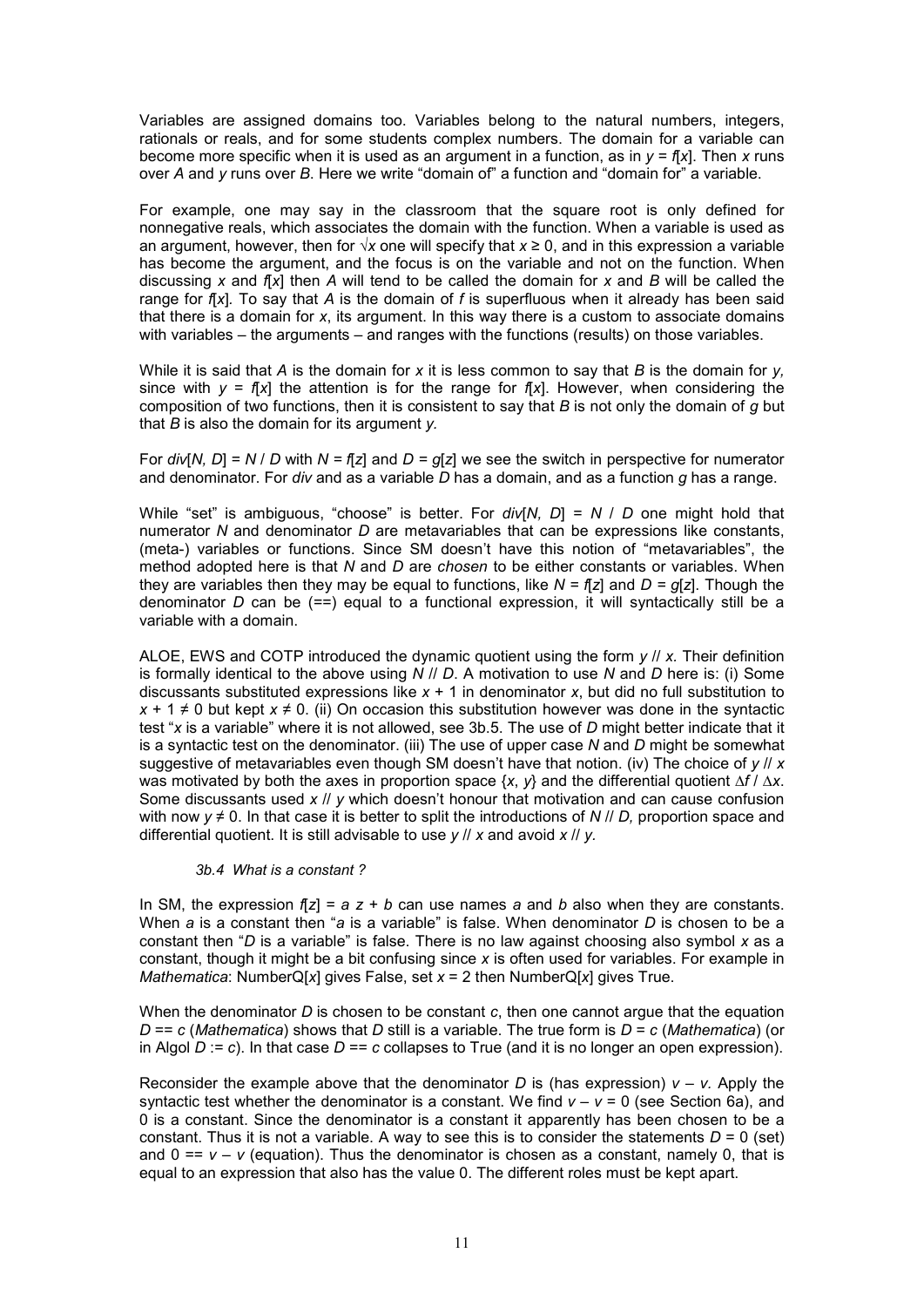Variables are assigned domains too. Variables belong to the natural numbers, integers, rationals or reals, and for some students complex numbers. The domain for a variable can become more specific when it is used as an argument in a function, as in $y = f[x]$. Then $x$ runs over $A$ and $y$ runs over $B$. Here we write "domain of" a function and "domain for" a variable.

For example, one may say in the classroom that the square root is only defined for nonnegative reals, which associates the domain with the function. When a variable is used as an argument, however, then for $\sqrt{x}$ one will specify that $x \geq 0$, and in this expression a variable has become the argument, and the focus is on the variable and not on the function. When discussing $x$ and $f[x]$ then $A$ will tend to be called the domain for $x$ and $B$ will be called the range for $f[x]$. To say that $A$ is the domain of $f$ is superfluous when it already has been said that there is a domain for $x$, its argument. In this way there is a custom to associate domains with variables – the arguments – and ranges with the functions (results) on those variables.

While it is said that $A$ is the domain for $x$ it is less common to say that $B$ is the domain for $y$, since with $y = f[x]$ the attention is for the range for $f[x]$. However, when considering the composition of two functions, then it is consistent to say that $B$ is not only the domain of $g$ but that $B$ is also the domain for its argument $y$.

For $div[N, D] = N / D$ with $N = f[z]$ and $D = g[z]$ we see the switch in perspective for numerator and denominator. For $div$ and as a variable $D$ has a domain, and as a function $g$ has a range.

While "set" is ambiguous, "choose" is better. For $div[N, D] = N / D$ one might hold that numerator $N$ and denominator $D$ are metavariables that can be expressions like constants, (meta-) variables or functions. Since SM doesn't have this notion of "metavariables", the method adopted here is that $N$ and $D$ are *chosen* to be either constants or variables. When they are variables then they may be equal to functions, like $N = f[z]$ and $D = g[z]$. Though the denominator $D$ can be (==) equal to a functional expression, it will syntactically still be a variable with a domain.

ALOE, EWS and COTP introduced the dynamic quotient using the form $y \,//\, x$. Their definition is formally identical to the above using $N \,//\, D$. A motivation to use $N$ and $D$ here is: (i) Some discussants substituted expressions like $x + 1$ in denominator $x$, but did no full substitution to $x + 1 \neq 0$ but kept $x \neq 0$. (ii) On occasion this substitution however was done in the syntactic test "$x$ is a variable" where it is not allowed, see 3b.5. The use of $D$ might better indicate that it is a syntactic test on the denominator. (iii) The use of upper case $N$ and $D$ might be somewhat suggestive of metavariables even though SM doesn't have that notion. (iv) The choice of $y \,//\, x$ was motivated by both the axes in proportion space $\{x, y\}$ and the differential quotient $\Delta f / \Delta x$. Some discussants used $x \,//\, y$ which doesn't honour that motivation and can cause confusion with now $y \neq 0$. In that case it is better to split the introductions of $N \,//\, D$, proportion space and differential quotient. It is still advisable to use $y \,//\, x$ and avoid $x \,//\, y$.

### *3b.4 What is a constant ?*

In SM, the expression $f[z] = a\, z + b$ can use names $a$ and $b$ also when they are constants. When $a$ is a constant then "$a$ is a variable" is false. When denominator $D$ is chosen to be a constant then "$D$ is a variable" is false. There is no law against choosing also symbol $x$ as a constant, though it might be a bit confusing since $x$ is often used for variables. For example in *Mathematica*: NumberQ[$x$] gives False, set $x = 2$ then NumberQ[$x$] gives True.

When the denominator $D$ is chosen to be constant $c$, then one cannot argue that the equation $D == c$ (*Mathematica*) shows that $D$ still is a variable. The true form is $D = c$ (*Mathematica*) (or in Algol $D := c$). In that case $D == c$ collapses to True (and it is no longer an open expression).

Reconsider the example above that the denominator $D$ is (has expression) $v - v$. Apply the syntactic test whether the denominator is a constant. We find $v - v = 0$ (see Section 6a), and 0 is a constant. Since the denominator is a constant it apparently has been chosen to be a constant. Thus it is not a variable. A way to see this is to consider the statements $D = 0$ (set) and $0 == v - v$ (equation). Thus the denominator is chosen as a constant, namely 0, that is equal to an expression that also has the value 0. The different roles must be kept apart.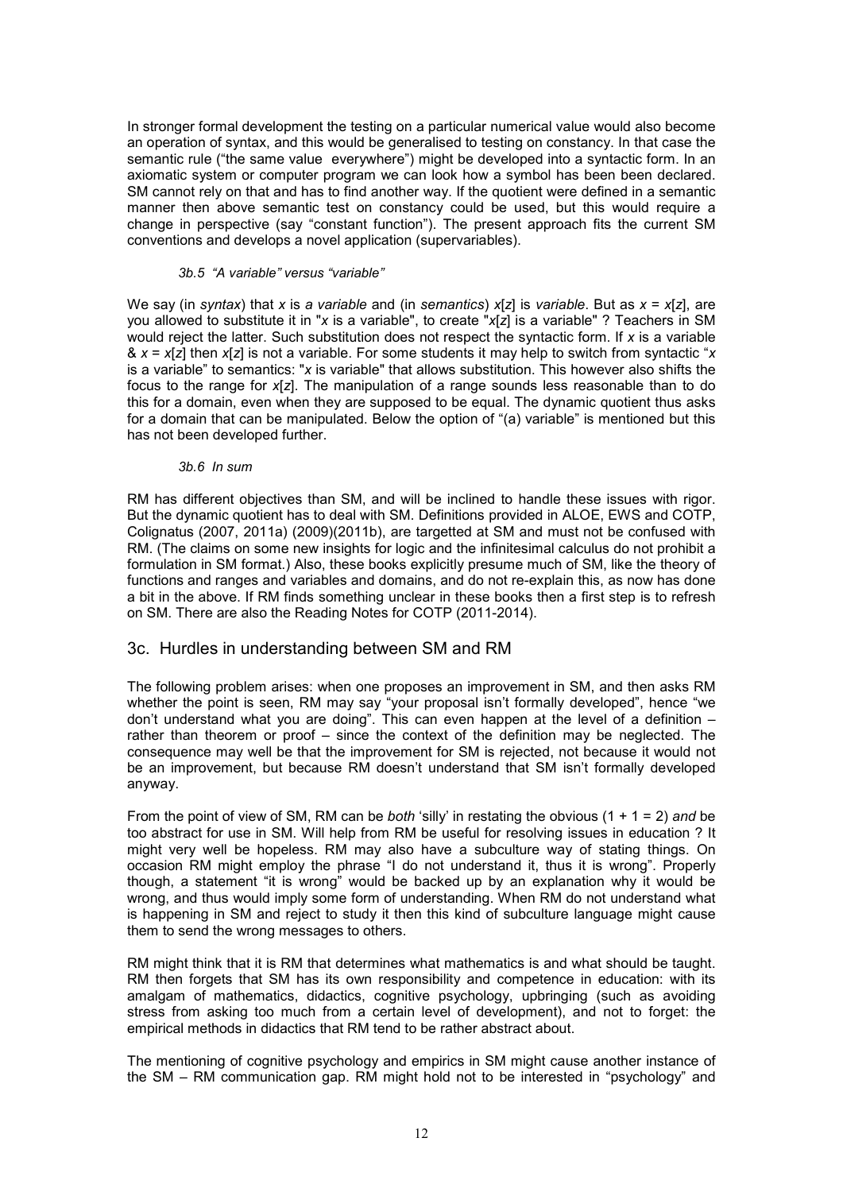In stronger formal development the testing on a particular numerical value would also become an operation of syntax, and this would be generalised to testing on constancy. In that case the semantic rule ("the same value everywhere") might be developed into a syntactic form. In an axiomatic system or computer program we can look how a symbol has been been declared. SM cannot rely on that and has to find another way. If the quotient were defined in a semantic manner then above semantic test on constancy could be used, but this would require a change in perspective (say "constant function"). The present approach fits the current SM conventions and develops a novel application (supervariables).

#### *3b.5 "A variable" versus "variable"*

We say (in *syntax*) that $x$ is *a variable* and (in *semantics*) $x[z]$ is *variable*. But as $x = x[z]$, are you allowed to substitute it in "$x$ is a variable", to create "$x[z]$ is a variable" ? Teachers in SM would reject the latter. Such substitution does not respect the syntactic form. If $x$ is a variable & $x = x[z]$ then $x[z]$ is not a variable. For some students it may help to switch from syntactic "$x$ is a variable" to semantics: "$x$ is variable" that allows substitution. This however also shifts the focus to the range for $x[z]$. The manipulation of a range sounds less reasonable than to do this for a domain, even when they are supposed to be equal. The dynamic quotient thus asks for a domain that can be manipulated. Below the option of "(a) variable" is mentioned but this has not been developed further.

#### *3b.6 In sum*

RM has different objectives than SM, and will be inclined to handle these issues with rigor. But the dynamic quotient has to deal with SM. Definitions provided in ALOE, EWS and COTP, Colignatus (2007, 2011a) (2009)(2011b), are targetted at SM and must not be confused with RM. (The claims on some new insights for logic and the infinitesimal calculus do not prohibit a formulation in SM format.) Also, these books explicitly presume much of SM, like the theory of functions and ranges and variables and domains, and do not re-explain this, as now has done a bit in the above. If RM finds something unclear in these books then a first step is to refresh on SM. There are also the Reading Notes for COTP (2011-2014).

## 3c. Hurdles in understanding between SM and RM

The following problem arises: when one proposes an improvement in SM, and then asks RM whether the point is seen, RM may say "your proposal isn't formally developed", hence "we don't understand what you are doing". This can even happen at the level of a definition – rather than theorem or proof – since the context of the definition may be neglected. The consequence may well be that the improvement for SM is rejected, not because it would not be an improvement, but because RM doesn't understand that SM isn't formally developed anyway.

From the point of view of SM, RM can be *both* 'silly' in restating the obvious (1 + 1 = 2) *and* be too abstract for use in SM. Will help from RM be useful for resolving issues in education ? It might very well be hopeless. RM may also have a subculture way of stating things. On occasion RM might employ the phrase "I do not understand it, thus it is wrong". Properly though, a statement "it is wrong" would be backed up by an explanation why it would be wrong, and thus would imply some form of understanding. When RM do not understand what is happening in SM and reject to study it then this kind of subculture language might cause them to send the wrong messages to others.

RM might think that it is RM that determines what mathematics is and what should be taught. RM then forgets that SM has its own responsibility and competence in education: with its amalgam of mathematics, didactics, cognitive psychology, upbringing (such as avoiding stress from asking too much from a certain level of development), and not to forget: the empirical methods in didactics that RM tend to be rather abstract about.

The mentioning of cognitive psychology and empirics in SM might cause another instance of the SM – RM communication gap. RM might hold not to be interested in "psychology" and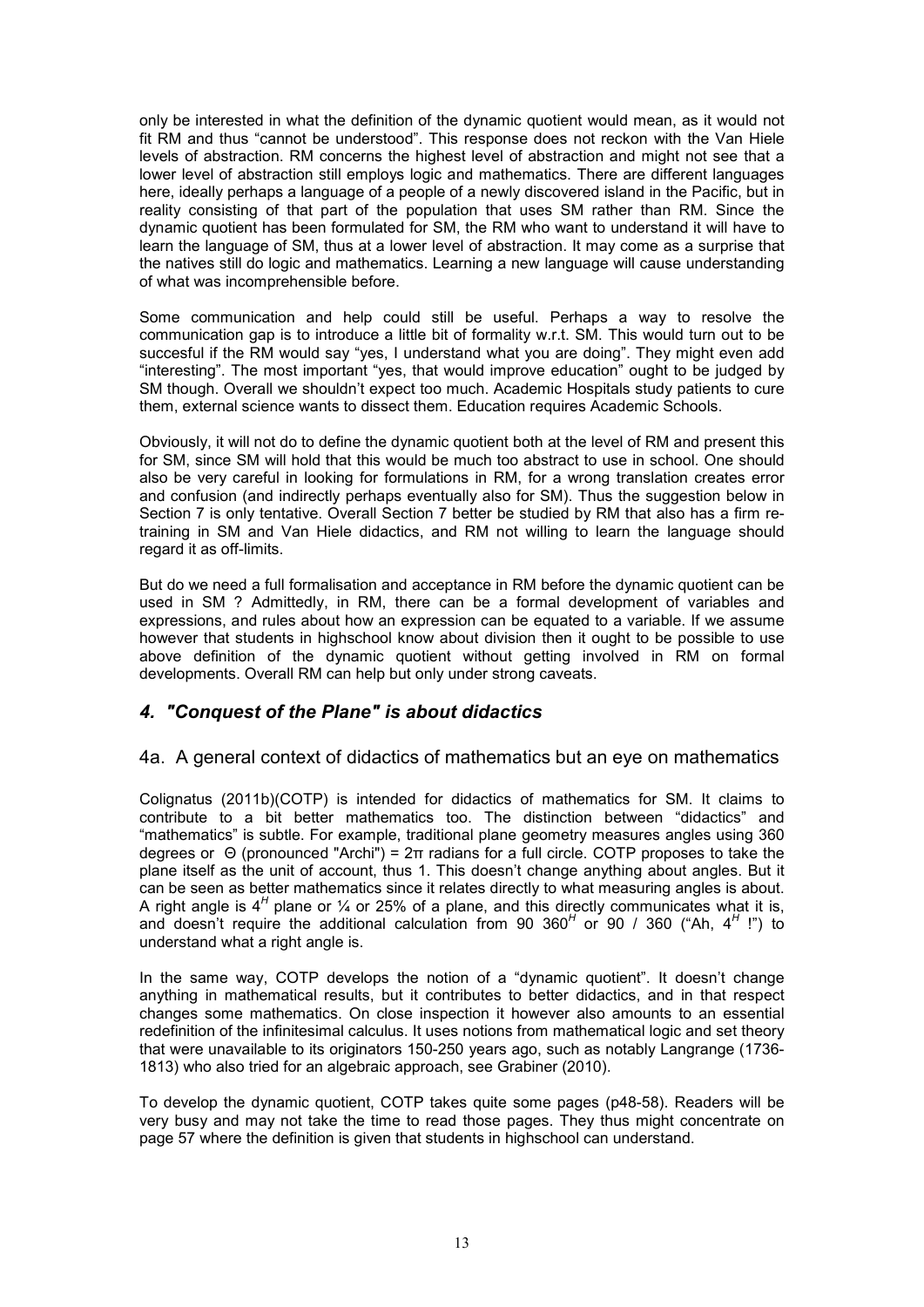only be interested in what the definition of the dynamic quotient would mean, as it would not fit RM and thus “cannot be understood”. This response does not reckon with the Van Hiele levels of abstraction. RM concerns the highest level of abstraction and might not see that a lower level of abstraction still employs logic and mathematics. There are different languages here, ideally perhaps a language of a people of a newly discovered island in the Pacific, but in reality consisting of that part of the population that uses SM rather than RM. Since the dynamic quotient has been formulated for SM, the RM who want to understand it will have to learn the language of SM, thus at a lower level of abstraction. It may come as a surprise that the natives still do logic and mathematics. Learning a new language will cause understanding of what was incomprehensible before.

Some communication and help could still be useful. Perhaps a way to resolve the communication gap is to introduce a little bit of formality w.r.t. SM. This would turn out to be succesful if the RM would say “yes, I understand what you are doing”. They might even add “interesting”. The most important “yes, that would improve education” ought to be judged by SM though. Overall we shouldn’t expect too much. Academic Hospitals study patients to cure them, external science wants to dissect them. Education requires Academic Schools.

Obviously, it will not do to define the dynamic quotient both at the level of RM and present this for SM, since SM will hold that this would be much too abstract to use in school. One should also be very careful in looking for formulations in RM, for a wrong translation creates error and confusion (and indirectly perhaps eventually also for SM). Thus the suggestion below in Section 7 is only tentative. Overall Section 7 better be studied by RM that also has a firm re-training in SM and Van Hiele didactics, and RM not willing to learn the language should regard it as off-limits.

But do we need a full formalisation and acceptance in RM before the dynamic quotient can be used in SM ? Admittedly, in RM, there can be a formal development of variables and expressions, and rules about how an expression can be equated to a variable. If we assume however that students in highschool know about division then it ought to be possible to use above definition of the dynamic quotient without getting involved in RM on formal developments. Overall RM can help but only under strong caveats.

## *4. "Conquest of the Plane" is about didactics*

### 4a. A general context of didactics of mathematics but an eye on mathematics

Colignatus (2011b)(COTP) is intended for didactics of mathematics for SM. It claims to contribute to a bit better mathematics too. The distinction between “didactics” and “mathematics” is subtle. For example, traditional plane geometry measures angles using 360 degrees or Θ (pronounced "Archi") = 2π radians for a full circle. COTP proposes to take the plane itself as the unit of account, thus 1. This doesn’t change anything about angles. But it can be seen as better mathematics since it relates directly to what measuring angles is about. A right angle is $4^H$ plane or ¼ or 25% of a plane, and this directly communicates what it is, and doesn’t require the additional calculation from 90 $360^H$ or 90 / 360 (“Ah, $4^H$ !”) to understand what a right angle is.

In the same way, COTP develops the notion of a “dynamic quotient”. It doesn’t change anything in mathematical results, but it contributes to better didactics, and in that respect changes some mathematics. On close inspection it however also amounts to an essential redefinition of the infinitesimal calculus. It uses notions from mathematical logic and set theory that were unavailable to its originators 150-250 years ago, such as notably Langrange (1736-1813) who also tried for an algebraic approach, see Grabiner (2010).

To develop the dynamic quotient, COTP takes quite some pages (p48-58). Readers will be very busy and may not take the time to read those pages. They thus might concentrate on page 57 where the definition is given that students in highschool can understand.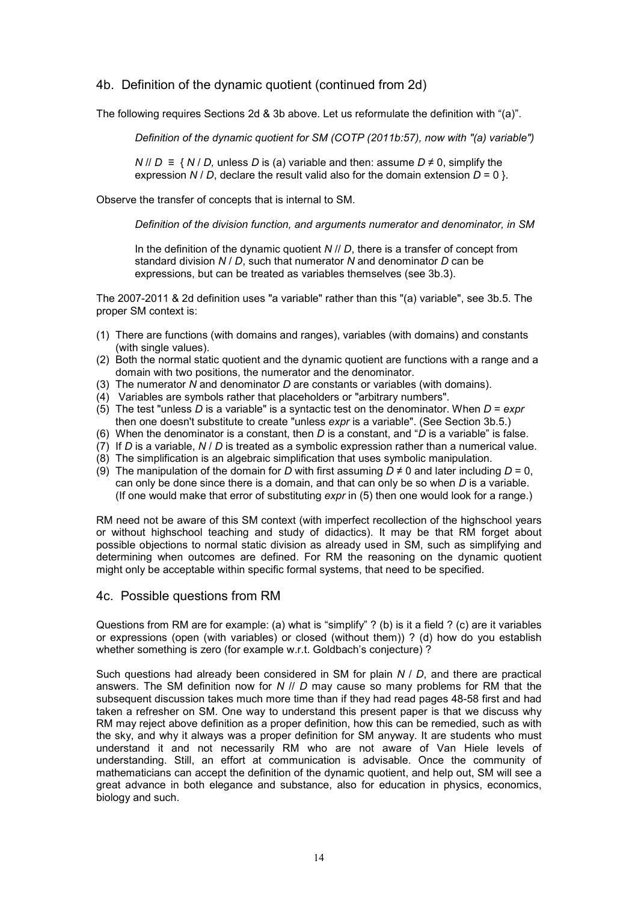## 4b. Definition of the dynamic quotient (continued from 2d)

The following requires Sections 2d & 3b above. Let us reformulate the definition with "(a)".

> *Definition of the dynamic quotient for SM (COTP (2011b:57), now with "(a) variable")*
>
> $N$ // $D$ ≡ { $N$ / $D$, unless $D$ is (a) variable and then: assume $D \neq 0$, simplify the expression $N$ / $D$, declare the result valid also for the domain extension $D = 0$ }.

Observe the transfer of concepts that is internal to SM.

> *Definition of the division function, and arguments numerator and denominator, in SM*
>
> In the definition of the dynamic quotient $N$ // $D$, there is a transfer of concept from standard division $N$ / $D$, such that numerator $N$ and denominator $D$ can be expressions, but can be treated as variables themselves (see 3b.3).

The 2007-2011 & 2d definition uses "a variable" rather than this "(a) variable", see 3b.5. The proper SM context is:

1. There are functions (with domains and ranges), variables (with domains) and constants (with single values).
2. Both the normal static quotient and the dynamic quotient are functions with a range and a domain with two positions, the numerator and the denominator.
3. The numerator $N$ and denominator $D$ are constants or variables (with domains).
4. Variables are symbols rather that placeholders or "arbitrary numbers".
5. The test "unless $D$ is a variable" is a syntactic test on the denominator. When $D = expr$ then one doesn't substitute to create "unless *expr* is a variable". (See Section 3b.5.)
6. When the denominator is a constant, then $D$ is a constant, and "$D$ is a variable" is false.
7. If $D$ is a variable, $N$ / $D$ is treated as a symbolic expression rather than a numerical value.
8. The simplification is an algebraic simplification that uses symbolic manipulation.
9. The manipulation of the domain for $D$ with first assuming $D \neq 0$ and later including $D = 0$, can only be done since there is a domain, and that can only be so when $D$ is a variable. (If one would make that error of substituting *expr* in (5) then one would look for a range.)

RM need not be aware of this SM context (with imperfect recollection of the highschool years or without highschool teaching and study of didactics). It may be that RM forget about possible objections to normal static division as already used in SM, such as simplifying and determining when outcomes are defined. For RM the reasoning on the dynamic quotient might only be acceptable within specific formal systems, that need to be specified.

## 4c. Possible questions from RM

Questions from RM are for example: (a) what is "simplify" ? (b) is it a field ? (c) are it variables or expressions (open (with variables) or closed (without them)) ? (d) how do you establish whether something is zero (for example w.r.t. Goldbach's conjecture) ?

Such questions had already been considered in SM for plain $N$ / $D$, and there are practical answers. The SM definition now for $N$ // $D$ may cause so many problems for RM that the subsequent discussion takes much more time than if they had read pages 48-58 first and had taken a refresher on SM. One way to understand this present paper is that we discuss why RM may reject above definition as a proper definition, how this can be remedied, such as with the sky, and why it always was a proper definition for SM anyway. It are students who must understand it and not necessarily RM who are not aware of Van Hiele levels of understanding. Still, an effort at communication is advisable. Once the community of mathematicians can accept the definition of the dynamic quotient, and help out, SM will see a great advance in both elegance and substance, also for education in physics, economics, biology and such.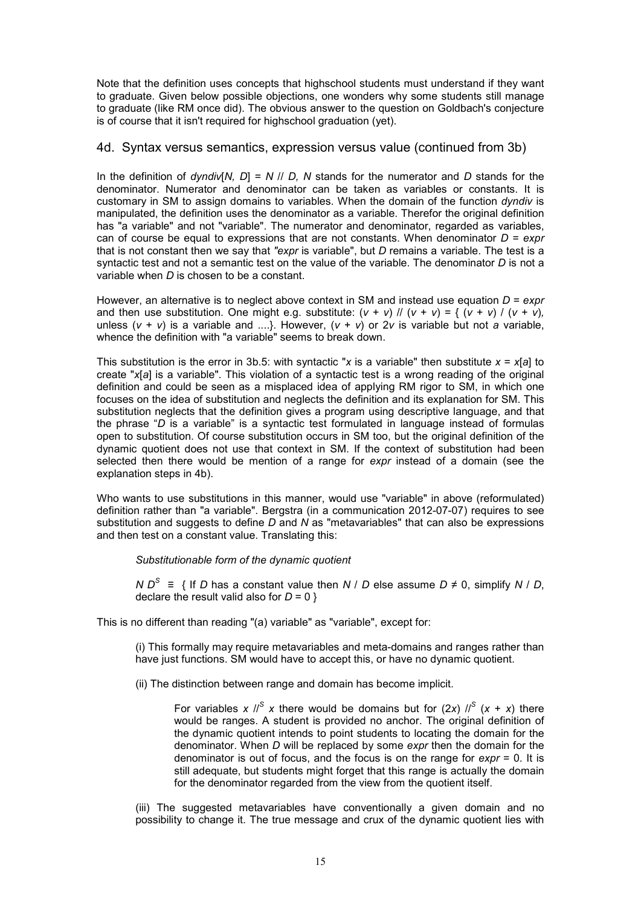Note that the definition uses concepts that highschool students must understand if they want to graduate. Given below possible objections, one wonders why some students still manage to graduate (like RM once did). The obvious answer to the question on Goldbach's conjecture is of course that it isn't required for highschool graduation (yet).

## 4d. Syntax versus semantics, expression versus value (continued from 3b)

In the definition of $dyndiv[N, D] = N \,//\, D$, $N$ stands for the numerator and $D$ stands for the denominator. Numerator and denominator can be taken as variables or constants. It is customary in SM to assign domains to variables. When the domain of the function *dyndiv* is manipulated, the definition uses the denominator as a variable. Therefor the original definition has "a variable" and not "variable". The numerator and denominator, regarded as variables, can of course be equal to expressions that are not constants. When denominator $D = expr$ that is not constant then we say that *"expr* is variable", but $D$ remains a variable. The test is a syntactic test and not a semantic test on the value of the variable. The denominator $D$ is not a variable when $D$ is chosen to be a constant.

However, an alternative is to neglect above context in SM and instead use equation $D = expr$ and then use substitution. One might e.g. substitute: $(v + v) \,//\, (v + v) = \{\, (v + v) / (v + v),$ unless $(v + v)$ is a variable and ....}. However, $(v + v)$ or $2v$ is variable but not *a* variable, whence the definition with "a variable" seems to break down.

This substitution is the error in 3b.5: with syntactic "$x$ is a variable" then substitute $x = x[a]$ to create "$x[a]$ is a variable". This violation of a syntactic test is a wrong reading of the original definition and could be seen as a misplaced idea of applying RM rigor to SM, in which one focuses on the idea of substitution and neglects the definition and its explanation for SM. This substitution neglects that the definition gives a program using descriptive language, and that the phrase "$D$ is a variable" is a syntactic test formulated in language instead of formulas open to substitution. Of course substitution occurs in SM too, but the original definition of the dynamic quotient does not use that context in SM. If the context of substitution had been selected then there would be mention of a range for *expr* instead of a domain (see the explanation steps in 4b).

Who wants to use substitutions in this manner, would use "variable" in above (reformulated) definition rather than "a variable". Bergstra (in a communication 2012-07-07) requires to see substitution and suggests to define $D$ and $N$ as "metavariables" that can also be expressions and then test on a constant value. Translating this:

> *Substitutionable form of the dynamic quotient*
>
> $N \, D^S \equiv \{$ If $D$ has a constant value then $N / D$ else assume $D \neq 0$, simplify $N / D$, declare the result valid also for $D = 0$ }

This is no different than reading "(a) variable" as "variable", except for:

> (i) This formally may require metavariables and meta-domains and ranges rather than have just functions. SM would have to accept this, or have no dynamic quotient.
>
> (ii) The distinction between range and domain has become implicit.
>
> > For variables $x \,//^S\, x$ there would be domains but for $(2x) \,//^S\, (x + x)$ there would be ranges. A student is provided no anchor. The original definition of the dynamic quotient intends to point students to locating the domain for the denominator. When $D$ will be replaced by some *expr* then the domain for the denominator is out of focus, and the focus is on the range for $expr = 0$. It is still adequate, but students might forget that this range is actually the domain for the denominator regarded from the view from the quotient itself.
>
> (iii) The suggested metavariables have conventionally a given domain and no possibility to change it. The true message and crux of the dynamic quotient lies with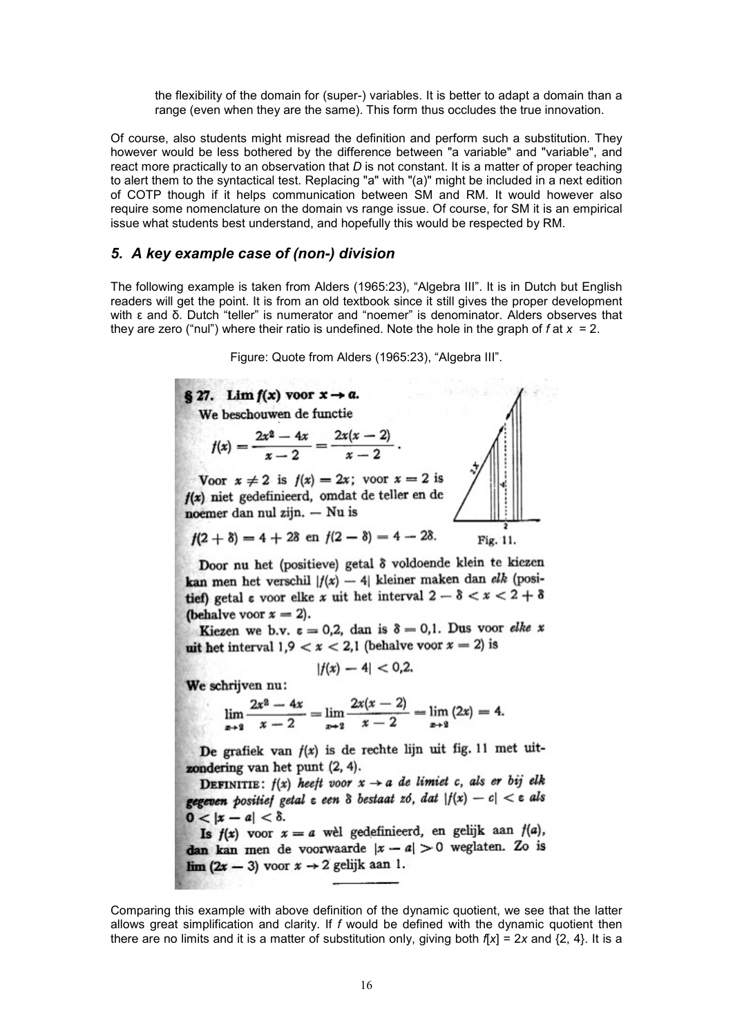the flexibility of the domain for (super-) variables. It is better to adapt a domain than a range (even when they are the same). This form thus occludes the true innovation.

Of course, also students might misread the definition and perform such a substitution. They however would be less bothered by the difference between "a variable" and "variable", and react more practically to an observation that $D$ is not constant. It is a matter of proper teaching to alert them to the syntactical test. Replacing "a" with "(a)" might be included in a next edition of COTP though if it helps communication between SM and RM. It would however also require some nomenclature on the domain vs range issue. Of course, for SM it is an empirical issue what students best understand, and hopefully this would be respected by RM.

## *5. A key example case of (non-) division*

The following example is taken from Alders (1965:23), "Algebra III". It is in Dutch but English readers will get the point. It is from an old textbook since it still gives the proper development with ε and δ. Dutch "teller" is numerator and "noemer" is denominator. Alders observes that they are zero ("nul") where their ratio is undefined. Note the hole in the graph of $f$ at $x = 2$.

Figure: Quote from Alders (1965:23), "Algebra III".

**§ 27. Lim $f(x)$ voor $x \to a$.**

We beschouwen de functie

$$f(x) = \frac{2x^2 - 4x}{x - 2} = \frac{2x(x-2)}{x-2}.$$

Voor $x \neq 2$ is $f(x) = 2x$; voor $x = 2$ is $f(x)$ niet gedefinieerd, omdat de teller en de noemer dan nul zijn. — Nu is

$$f(2 + \delta) = 4 + 2\delta \text{ en } f(2 - \delta) = 4 - 2\delta.$$

Fig. 11.

Door nu het (positieve) getal δ voldoende klein te kiezen kan men het verschil $|f(x) - 4|$ kleiner maken dan *elk* (positief) getal ε voor elke $x$ uit het interval $2 - \delta < x < 2 + \delta$ (behalve voor $x = 2$).

Kiezen we b.v. $\varepsilon = 0{,}2$, dan is $\delta = 0{,}1$. Dus voor *elke* $x$ uit het interval $1{,}9 < x < 2{,}1$ (behalve voor $x = 2$) is

$$|f(x) - 4| < 0{,}2.$$

We schrijven nu:

$$\lim_{x \to 2} \frac{2x^2 - 4x}{x - 2} = \lim_{x \to 2} \frac{2x(x-2)}{x-2} = \lim_{x \to 2} (2x) = 4.$$

De grafiek van $f(x)$ is de rechte lijn uit fig. 11 met uitzondering van het punt (2, 4).

DEFINITIE: *$f(x)$ heeft voor $x \to a$ de limiet $c$, als er bij elk gegeven positief getal ε een δ bestaat zó, dat $|f(x) - c| < \varepsilon$ als $0 < |x - a| < \delta$.*

Is $f(x)$ voor $x = a$ wèl gedefinieerd, en gelijk aan $f(a)$, dan kan men de voorwaarde $|x - a| > 0$ weglaten. Zo is $\lim (2x - 3)$ voor $x \to 2$ gelijk aan 1.

Comparing this example with above definition of the dynamic quotient, we see that the latter allows great simplification and clarity. If $f$ would be defined with the dynamic quotient then there are no limits and it is a matter of substitution only, giving both $f[x] = 2x$ and {2, 4}. It is a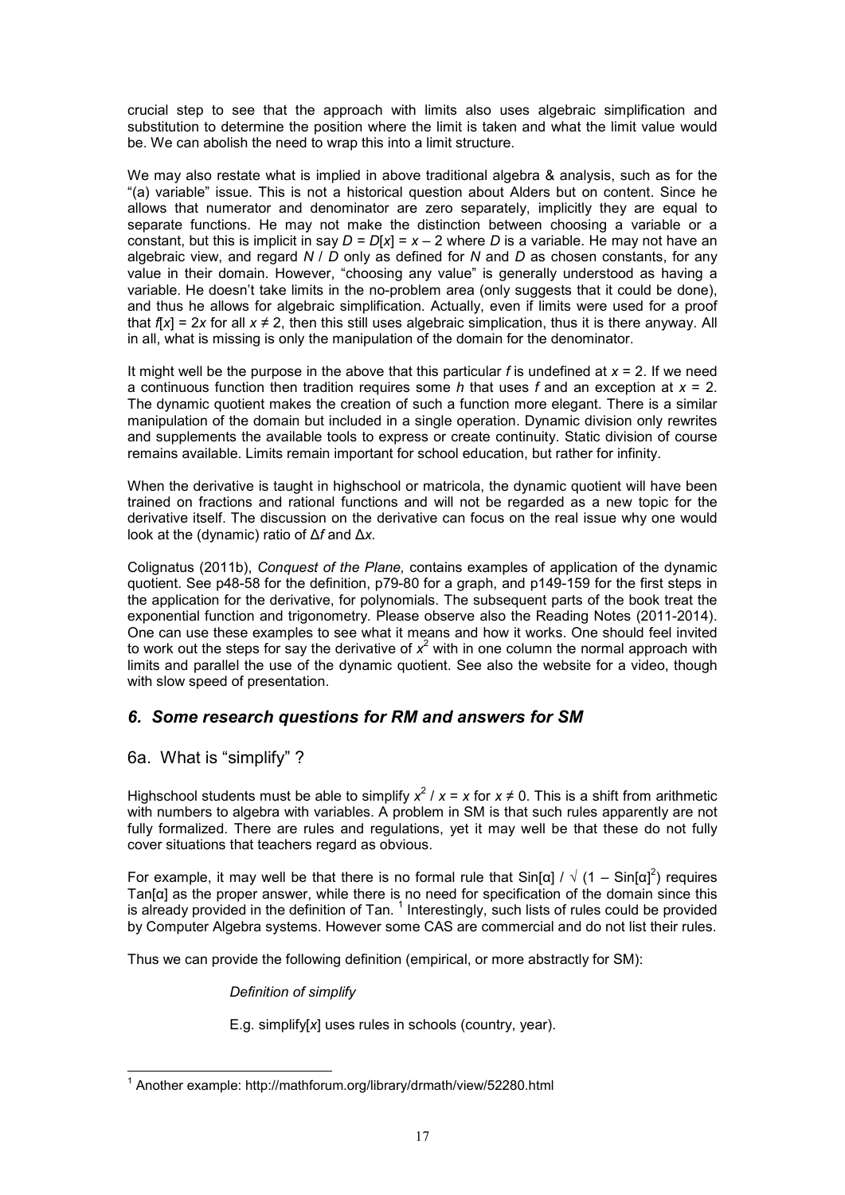crucial step to see that the approach with limits also uses algebraic simplification and substitution to determine the position where the limit is taken and what the limit value would be. We can abolish the need to wrap this into a limit structure.

We may also restate what is implied in above traditional algebra & analysis, such as for the "(a) variable" issue. This is not a historical question about Alders but on content. Since he allows that numerator and denominator are zero separately, implicitly they are equal to separate functions. He may not make the distinction between choosing a variable or a constant, but this is implicit in say $D = D[x] = x - 2$ where $D$ is a variable. He may not have an algebraic view, and regard $N / D$ only as defined for $N$ and $D$ as chosen constants, for any value in their domain. However, "choosing any value" is generally understood as having a variable. He doesn't take limits in the no-problem area (only suggests that it could be done), and thus he allows for algebraic simplification. Actually, even if limits were used for a proof that $f[x] = 2x$ for all $x \neq 2$, then this still uses algebraic simplication, thus it is there anyway. All in all, what is missing is only the manipulation of the domain for the denominator.

It might well be the purpose in the above that this particular $f$ is undefined at $x = 2$. If we need a continuous function then tradition requires some $h$ that uses $f$ and an exception at $x = 2$. The dynamic quotient makes the creation of such a function more elegant. There is a similar manipulation of the domain but included in a single operation. Dynamic division only rewrites and supplements the available tools to express or create continuity. Static division of course remains available. Limits remain important for school education, but rather for infinity.

When the derivative is taught in highschool or matricola, the dynamic quotient will have been trained on fractions and rational functions and will not be regarded as a new topic for the derivative itself. The discussion on the derivative can focus on the real issue why one would look at the (dynamic) ratio of $\Delta f$ and $\Delta x$.

Colignatus (2011b), *Conquest of the Plane,* contains examples of application of the dynamic quotient. See p48-58 for the definition, p79-80 for a graph, and p149-159 for the first steps in the application for the derivative, for polynomials. The subsequent parts of the book treat the exponential function and trigonometry. Please observe also the Reading Notes (2011-2014). One can use these examples to see what it means and how it works. One should feel invited to work out the steps for say the derivative of $x^2$ with in one column the normal approach with limits and parallel the use of the dynamic quotient. See also the website for a video, though with slow speed of presentation.

## *6. Some research questions for RM and answers for SM*

### 6a. What is "simplify" ?

Highschool students must be able to simplify $x^2 / x = x$ for $x \neq 0$. This is a shift from arithmetic with numbers to algebra with variables. A problem in SM is that such rules apparently are not fully formalized. There are rules and regulations, yet it may well be that these do not fully cover situations that teachers regard as obvious.

For example, it may well be that there is no formal rule that $\text{Sin}[\alpha] / \sqrt{(1 - \text{Sin}[\alpha]^2)}$ requires $\text{Tan}[\alpha]$ as the proper answer, while there is no need for specification of the domain since this is already provided in the definition of Tan. [1] Interestingly, such lists of rules could be provided by Computer Algebra systems. However some CAS are commercial and do not list their rules.

Thus we can provide the following definition (empirical, or more abstractly for SM):

> *Definition of simplify*
>
> E.g. simplify[*x*] uses rules in schools (country, year).

---

[1] Another example: http://mathforum.org/library/drmath/view/52280.html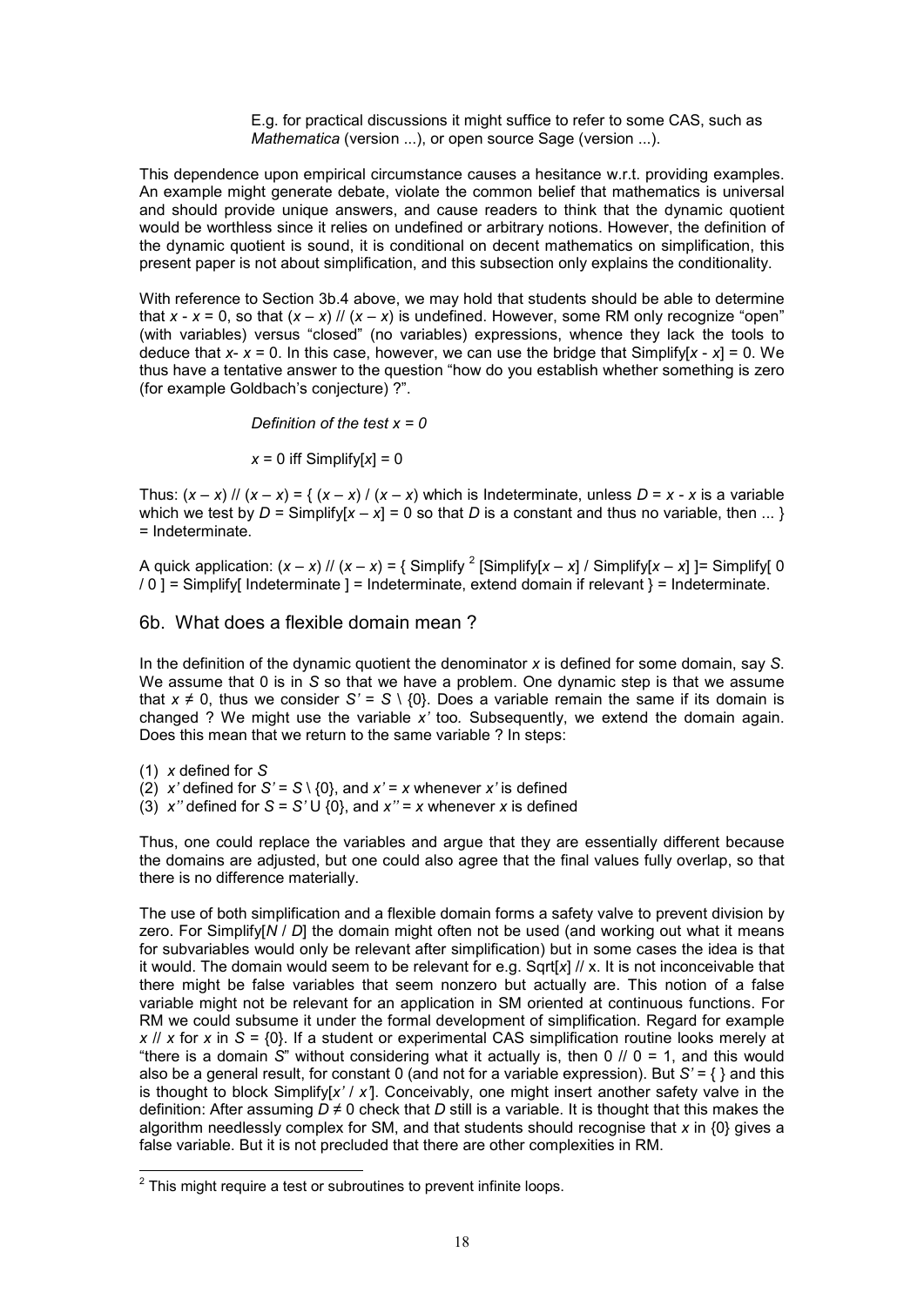E.g. for practical discussions it might suffice to refer to some CAS, such as *Mathematica* (version ...), or open source Sage (version ...).

This dependence upon empirical circumstance causes a hesitance w.r.t. providing examples. An example might generate debate, violate the common belief that mathematics is universal and should provide unique answers, and cause readers to think that the dynamic quotient would be worthless since it relies on undefined or arbitrary notions. However, since the definition of the dynamic quotient is sound, it is conditional on decent mathematics on simplification, this present paper is not about simplification, and this subsection only explains the conditionality.

With reference to Section 3b.4 above, we may hold that students should be able to determine that $x - x = 0$, so that $(x - x) // (x - x)$ is undefined. However, some RM only recognize "open" (with variables) versus "closed" (no variables) expressions, whence they lack the tools to deduce that $x - x = 0$. In this case, however, we can use the bridge that Simplify[$x - x$] = 0. We thus have a tentative answer to the question "how do you establish whether something is zero (for example Goldbach's conjecture) ?".

*Definition of the test $x = 0$*

$x = 0$ iff Simplify[$x$] = 0

Thus: $(x - x) // (x - x)$ = { $(x - x) / (x - x)$ which is Indeterminate, unless $D = x - x$ is a variable which we test by $D$ = Simplify[$x - x$] = 0 so that $D$ is a constant and thus no variable, then ... } = Indeterminate.

A quick application: $(x - x) // (x - x)$ = { Simplify [2] [Simplify[$x - x$] / Simplify[$x - x$] ]= Simplify[ 0 / 0 ] = Simplify[ Indeterminate ] = Indeterminate, extend domain if relevant } = Indeterminate.

## 6b. What does a flexible domain mean ?

In the definition of the dynamic quotient the denominator $x$ is defined for some domain, say $S$. We assume that 0 is in $S$ so that we have a problem. One dynamic step is that we assume that $x \neq 0$, thus we consider $S' = S \setminus \{0\}$. Does a variable remain the same if its domain is changed ? We might use the variable $x'$ too. Subsequently, we extend the domain again. Does this mean that we return to the same variable ? In steps:

(1) $x$ defined for $S$
(2) $x'$ defined for $S' = S \setminus \{0\}$, and $x' = x$ whenever $x'$ is defined
(3) $x''$ defined for $S = S' \cup \{0\}$, and $x'' = x$ whenever $x$ is defined

Thus, one could replace the variables and argue that they are essentially different because the domains are adjusted, but one could also agree that the final values fully overlap, so that there is no difference materially.

The use of both simplification and a flexible domain forms a safety valve to prevent division by zero. For Simplify[$N$ / $D$] the domain might often not be used (and working out what it means for subvariables would only be relevant after simplification) but in some cases the idea is that it would. The domain would seem to be relevant for e.g. Sqrt[$x$] // x. It is not inconceivable that there might be false variables that seem nonzero but actually are. This notion of a false variable might not be relevant for an application in SM oriented at continuous functions. For RM we could subsume it under the formal development of simplification. Regard for example $x // x$ for $x$ in $S = \{0\}$. If a student or experimental CAS simplification routine looks merely at "there is a domain $S$" without considering what it actually is, then $0 // 0 = 1$, and this would also be a general result, for constant 0 (and not for a variable expression). But $S' = \{ \}$ and this is thought to block Simplify[$x'$ / $x'$]. Conceivably, one might insert another safety valve in the definition: After assuming $D \neq 0$ check that $D$ still is a variable. It is thought that this makes the algorithm needlessly complex for SM, and that students should recognise that $x$ in $\{0\}$ gives a false variable. But it is not precluded that there are other complexities in RM.

[2] This might require a test or subroutines to prevent infinite loops.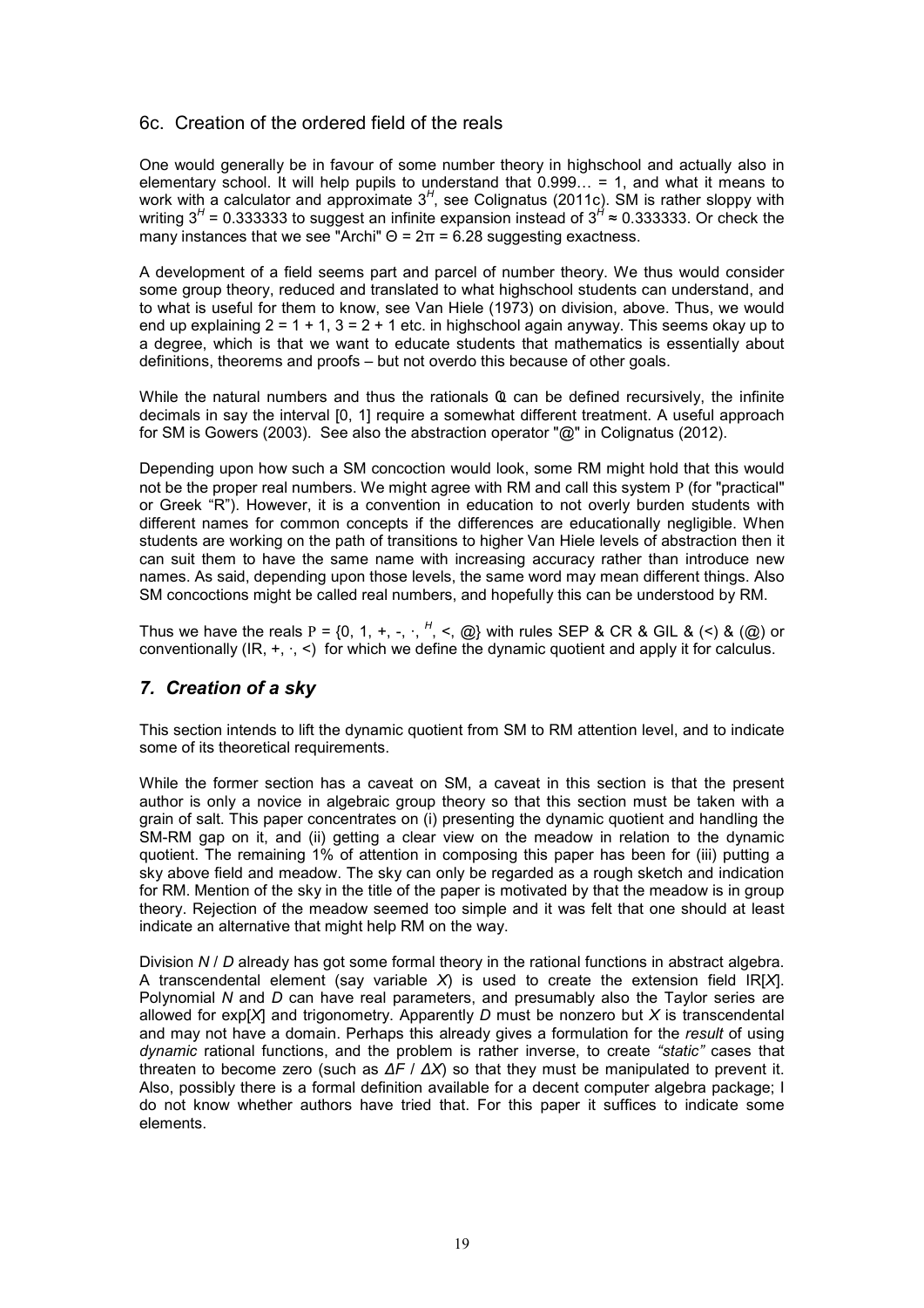## 6c. Creation of the ordered field of the reals

One would generally be in favour of some number theory in highschool and actually also in elementary school. It will help pupils to understand that 0.999… = 1, and what it means to work with a calculator and approximate $3^H$, see Colignatus (2011c). SM is rather sloppy with writing $3^H = 0.333333$ to suggest an infinite expansion instead of $3^H \approx 0.333333$. Or check the many instances that we see "Archi" $\Theta = 2\pi = 6.28$ suggesting exactness.

A development of a field seems part and parcel of number theory. We thus would consider some group theory, reduced and translated to what highschool students can understand, and to what is useful for them to know, see Van Hiele (1973) on division, above. Thus, we would end up explaining $2 = 1 + 1$, $3 = 2 + 1$ etc. in highschool again anyway. This seems okay up to a degree, which is that we want to educate students that mathematics is essentially about definitions, theorems and proofs – but not overdo this because of other goals.

While the natural numbers and thus the rationals $\mathbb{Q}$ can be defined recursively, the infinite decimals in say the interval [0, 1] require a somewhat different treatment. A useful approach for SM is Gowers (2003). See also the abstraction operator "@" in Colignatus (2012).

Depending upon how such a SM concoction would look, some RM might hold that this would not be the proper real numbers. We might agree with RM and call this system Ρ (for "practical" or Greek "R"). However, it is a convention in education to not overly burden students with different names for common concepts if the differences are educationally negligible. When students are working on the path of transitions to higher Van Hiele levels of abstraction then it can suit them to have the same name with increasing accuracy rather than introduce new names. As said, depending upon those levels, the same word may mean different things. Also SM concoctions might be called real numbers, and hopefully this can be understood by RM.

Thus we have the reals $\mathrm{P} = \{0, 1, +, -, \cdot, ^H, <, @\}$ with rules SEP & CR & GIL & (<) & (@) or conventionally $(\mathbb{R}, +, \cdot, <)$ for which we define the dynamic quotient and apply it for calculus.

## *7. Creation of a sky*

This section intends to lift the dynamic quotient from SM to RM attention level, and to indicate some of its theoretical requirements.

While the former section has a caveat on SM, a caveat in this section is that the present author is only a novice in algebraic group theory so that this section must be taken with a grain of salt. This paper concentrates on (i) presenting the dynamic quotient and handling the SM-RM gap on it, and (ii) getting a clear view on the meadow in relation to the dynamic quotient. The remaining 1% of attention in composing this paper has been for (iii) putting a sky above field and meadow. The sky can only be regarded as a rough sketch and indication for RM. Mention of the sky in the title of the paper is motivated by that the meadow is in group theory. Rejection of the meadow seemed too simple and it was felt that one should at least indicate an alternative that might help RM on the way.

Division $N$ / $D$ already has got some formal theory in the rational functions in abstract algebra. A transcendental element (say variable $X$) is used to create the extension field $\mathbb{R}[X]$. Polynomial $N$ and $D$ can have real parameters, and presumably also the Taylor series are allowed for exp[$X$] and trigonometry. Apparently $D$ must be nonzero but $X$ is transcendental and may not have a domain. Perhaps this already gives a formulation for the *result* of using *dynamic* rational functions, and the problem is rather inverse, to create *"static"* cases that threaten to become zero (such as $\Delta F$ / $\Delta X$) so that they must be manipulated to prevent it. Also, possibly there is a formal definition available for a decent computer algebra package; I do not know whether authors have tried that. For this paper it suffices to indicate some elements.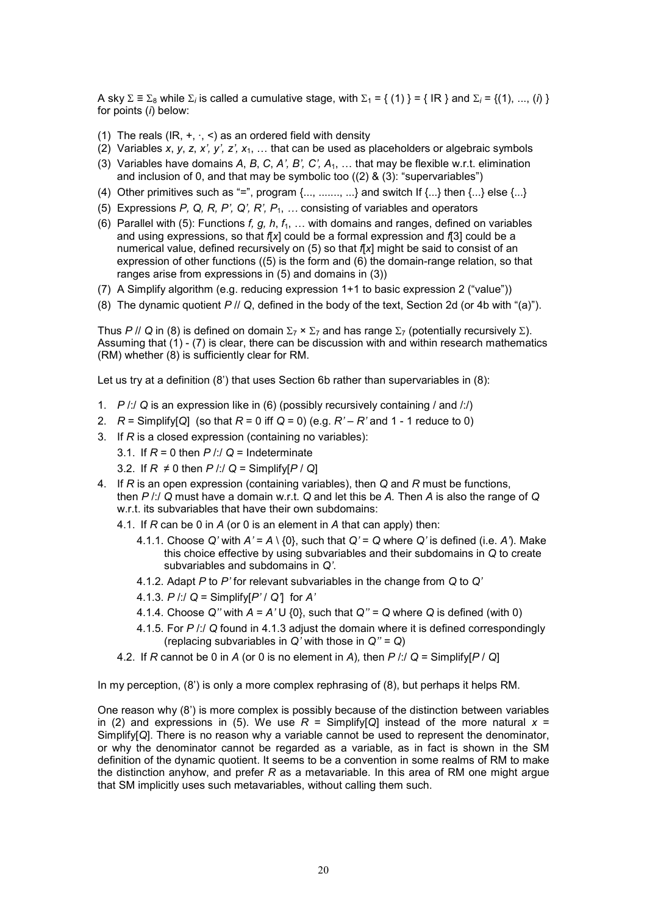A sky $\Sigma \equiv \Sigma_8$ while $\Sigma_i$ is called a cumulative stage, with $\Sigma_1 = \{ (1) \} = \{ \text{IR} \}$ and $\Sigma_i = \{(1), ..., (i) \}$ for points ($i$) below:

(1) The reals (IR, +, ·, <) as an ordered field with density
(2) Variables $x$, $y$, $z$, $x'$, $y'$, $z'$, $x_1$, … that can be used as placeholders or algebraic symbols
(3) Variables have domains $A$, $B$, $C$, $A'$, $B'$, $C'$, $A_1$, … that may be flexible w.r.t. elimination and inclusion of 0, and that may be symbolic too ((2) & (3): "supervariables")
(4) Other primitives such as "=", program {..., ......., ...} and switch If {...} then {...} else {...}
(5) Expressions $P$, $Q$, $R$, $P'$, $Q'$, $R'$, $P_1$, … consisting of variables and operators
(6) Parallel with (5): Functions $f$, $g$, $h$, $f_1$, … with domains and ranges, defined on variables and using expressions, so that $f[x]$ could be a formal expression and $f[3]$ could be a numerical value, defined recursively on (5) so that $f[x]$ might be said to consist of an expression of other functions ((5) is the form and (6) the domain-range relation, so that ranges arise from expressions in (5) and domains in (3))
(7) A Simplify algorithm (e.g. reducing expression 1+1 to basic expression 2 ("value"))
(8) The dynamic quotient $P$ // $Q$, defined in the body of the text, Section 2d (or 4b with "(a)").

Thus $P$ // $Q$ in (8) is defined on domain $\Sigma_7 \times \Sigma_7$ and has range $\Sigma_7$ (potentially recursively $\Sigma$). Assuming that (1) - (7) is clear, there can be discussion with and within research mathematics (RM) whether (8) is sufficiently clear for RM.

Let us try at a definition (8') that uses Section 6b rather than supervariables in (8):

1. $P$ /:/ $Q$ is an expression like in (6) (possibly recursively containing / and /:/)
2. $R$ = Simplify[$Q$] (so that $R = 0$ iff $Q = 0$) (e.g. $R' - R'$ and 1 - 1 reduce to 0)
3. If $R$ is a closed expression (containing no variables):
   - 3.1. If $R = 0$ then $P$ /:/ $Q$ = Indeterminate
   - 3.2. If $R \neq 0$ then $P$ /:/ $Q$ = Simplify[$P$ / $Q$]
4. If $R$ is an open expression (containing variables), then $Q$ and $R$ must be functions, then $P$ /:/ $Q$ must have a domain w.r.t. $Q$ and let this be $A$. Then $A$ is also the range of $Q$ w.r.t. its subvariables that have their own subdomains:
   - 4.1. If $R$ can be 0 in $A$ (or 0 is an element in $A$ that can apply) then:
     - 4.1.1. Choose $Q'$ with $A' = A \setminus \{0\}$, such that $Q' = Q$ where $Q'$ is defined (i.e. $A'$). Make this choice effective by using subvariables and their subdomains in $Q$ to create subvariables and subdomains in $Q'$.
     - 4.1.2. Adapt $P$ to $P'$ for relevant subvariables in the change from $Q$ to $Q'$
     - 4.1.3. $P$ /:/ $Q$ = Simplify[$P'$ / $Q'$] for $A'$
     - 4.1.4. Choose $Q''$ with $A = A' \cup \{0\}$, such that $Q'' = Q$ where $Q$ is defined (with 0)
     - 4.1.5. For $P$ /:/ $Q$ found in 4.1.3 adjust the domain where it is defined correspondingly (replacing subvariables in $Q'$ with those in $Q'' = Q$)
   - 4.2. If $R$ cannot be 0 in $A$ (or 0 is no element in $A$), then $P$ /:/ $Q$ = Simplify[$P$ / $Q$]

In my perception, (8') is only a more complex rephrasing of (8), but perhaps it helps RM.

One reason why (8') is more complex is possibly because of the distinction between variables in (2) and expressions in (5). We use $R$ = Simplify[$Q$] instead of the more natural $x$ = Simplify[$Q$]. There is no reason why a variable cannot be used to represent the denominator, or why the denominator cannot be regarded as a variable, as in fact is shown in the SM definition of the dynamic quotient. It seems to be a convention in some realms of RM to make the distinction anyhow, and prefer $R$ as a metavariable. In this area of RM one might argue that SM implicitly uses such metavariables, without calling them such.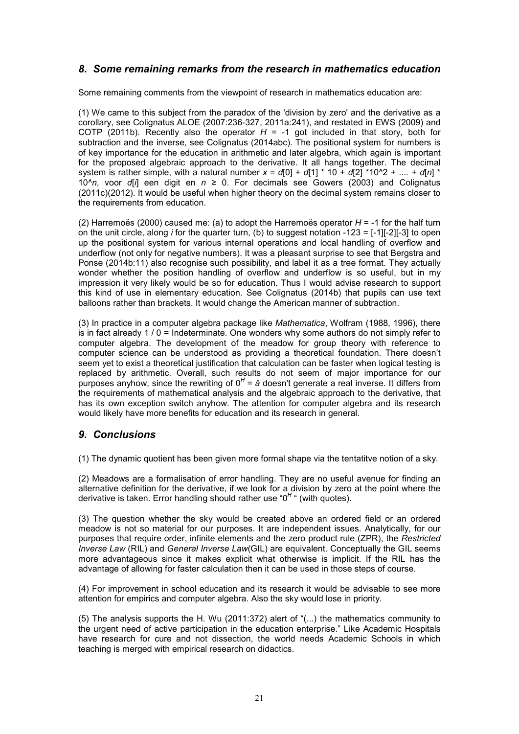## *8. Some remaining remarks from the research in mathematics education*

Some remaining comments from the viewpoint of research in mathematics education are:

(1) We came to this subject from the paradox of the 'division by zero' and the derivative as a corollary, see Colignatus ALOE (2007:236-327, 2011a:241), and restated in EWS (2009) and COTP (2011b). Recently also the operator $H = -1$ got included in that story, both for subtraction and the inverse, see Colignatus (2014abc). The positional system for numbers is of key importance for the education in arithmetic and later algebra, which again is important for the proposed algebraic approach to the derivative. It all hangs together. The decimal system is rather simple, with a natural number $x = d[0] + d[1] * 10 + d[2] * 10\text{^}2 + .... + d[n] * 10\text{^}n$, voor $d[i]$ een digit en $n \geq 0$. For decimals see Gowers (2003) and Colignatus (2011c)(2012). It would be useful when higher theory on the decimal system remains closer to the requirements from education.

(2) Harremoës (2000) caused me: (a) to adopt the Harremoës operator $H = -1$ for the half turn on the unit circle, along $i$ for the quarter turn, (b) to suggest notation -123 = [-1][-2][-3] to open up the positional system for various internal operations and local handling of overflow and underflow (not only for negative numbers). It was a pleasant surprise to see that Bergstra and Ponse (2014b:11) also recognise such possibility, and label it as a tree format. They actually wonder whether the position handling of overflow and underflow is so useful, but in my impression it very likely would be so for education. Thus I would advise research to support this kind of use in elementary education. See Colignatus (2014b) that pupils can use text balloons rather than brackets. It would change the American manner of subtraction.

(3) In practice in a computer algebra package like *Mathematica*, Wolfram (1988, 1996), there is in fact already 1 / 0 = Indeterminate. One wonders why some authors do not simply refer to computer algebra. The development of the meadow for group theory with reference to computer science can be understood as providing a theoretical foundation. There doesn't seem yet to exist a theoretical justification that calculation can be faster when logical testing is replaced by arithmetic. Overall, such results do not seem of major importance for our purposes anyhow, since the rewriting of $0^H = \hat{a}$ doesn't generate a real inverse. It differs from the requirements of mathematical analysis and the algebraic approach to the derivative, that has its own exception switch anyhow. The attention for computer algebra and its research would likely have more benefits for education and its research in general.

## *9. Conclusions*

(1) The dynamic quotient has been given more formal shape via the tentatitve notion of a sky.

(2) Meadows are a formalisation of error handling. They are no useful avenue for finding an alternative definition for the derivative, if we look for a division by zero at the point where the derivative is taken. Error handling should rather use "$0^H$ " (with quotes).

(3) The question whether the sky would be created above an ordered field or an ordered meadow is not so material for our purposes. It are independent issues. Analytically, for our purposes that require order, infinite elements and the zero product rule (ZPR), the *Restricted Inverse Law* (RIL) and *General Inverse Law*(GIL) are equivalent. Conceptually the GIL seems more advantageous since it makes explicit what otherwise is implicit. If the RIL has the advantage of allowing for faster calculation then it can be used in those steps of course.

(4) For improvement in school education and its research it would be advisable to see more attention for empirics and computer algebra. Also the sky would lose in priority.

(5) The analysis supports the H. Wu (2011:372) alert of "(...) the mathematics community to the urgent need of active participation in the education enterprise." Like Academic Hospitals have research for cure and not dissection, the world needs Academic Schools in which teaching is merged with empirical research on didactics.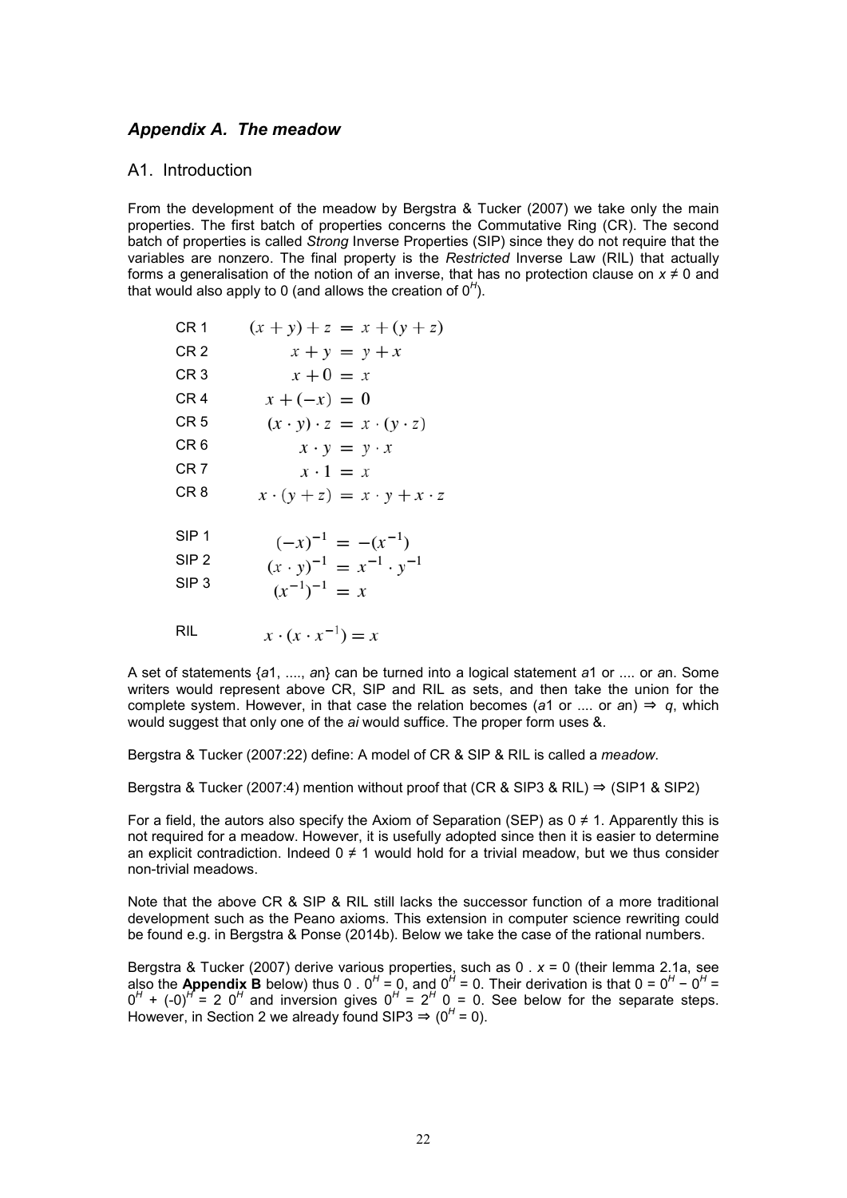## *Appendix A. The meadow*

### A1. Introduction

From the development of the meadow by Bergstra & Tucker (2007) we take only the main properties. The first batch of properties concerns the Commutative Ring (CR). The second batch of properties is called *Strong* Inverse Properties (SIP) since they do not require that the variables are nonzero. The final property is the *Restricted* Inverse Law (RIL) that actually forms a generalisation of the notion of an inverse, that has no protection clause on $x \neq 0$ and that would also apply to 0 (and allows the creation of $0^H$).

| | |
|---|---|
| CR 1 | $(x + y) + z = x + (y + z)$ |
| CR 2 | $x + y = y + x$ |
| CR 3 | $x + 0 = x$ |
| CR 4 | $x + (-x) = 0$ |
| CR 5 | $(x \cdot y) \cdot z = x \cdot (y \cdot z)$ |
| CR 6 | $x \cdot y = y \cdot x$ |
| CR 7 | $x \cdot 1 = x$ |
| CR 8 | $x \cdot (y + z) = x \cdot y + x \cdot z$ |
| SIP 1 | $(-x)^{-1} = -(x^{-1})$ |
| SIP 2 | $(x \cdot y)^{-1} = x^{-1} \cdot y^{-1}$ |
| SIP 3 | $(x^{-1})^{-1} = x$ |
| RIL | $x \cdot (x \cdot x^{-1}) = x$ |

A set of statements {*a*1, ...., *a*n} can be turned into a logical statement *a*1 or .... or *a*n. Some writers would represent above CR, SIP and RIL as sets, and then take the union for the complete system. However, in that case the relation becomes (*a*1 or .... or *a*n) ⇒ *q*, which would suggest that only one of the *ai* would suffice. The proper form uses &.

Bergstra & Tucker (2007:22) define: A model of CR & SIP & RIL is called a *meadow*.

Bergstra & Tucker (2007:4) mention without proof that (CR & SIP3 & RIL) ⇒ (SIP1 & SIP2)

For a field, the autors also specify the Axiom of Separation (SEP) as $0 \neq 1$. Apparently this is not required for a meadow. However, it is usefully adopted since then it is easier to determine an explicit contradiction. Indeed $0 \neq 1$ would hold for a trivial meadow, but we thus consider non-trivial meadows.

Note that the above CR & SIP & RIL still lacks the successor function of a more traditional development such as the Peano axioms. This extension in computer science rewriting could be found e.g. in Bergstra & Ponse (2014b). Below we take the case of the rational numbers.

Bergstra & Tucker (2007) derive various properties, such as $0 \,.\, x = 0$ (their lemma 2.1a, see also the **Appendix B** below) thus $0 \,.\, 0^H = 0$, and $0^H = 0$. Their derivation is that $0 = 0^H - 0^H = 0^H + (-0)^H = 2\ 0^H$ and inversion gives $0^H = 2^H\ 0 = 0$. See below for the separate steps. However, in Section 2 we already found SIP3 ⇒ ($0^H = 0$).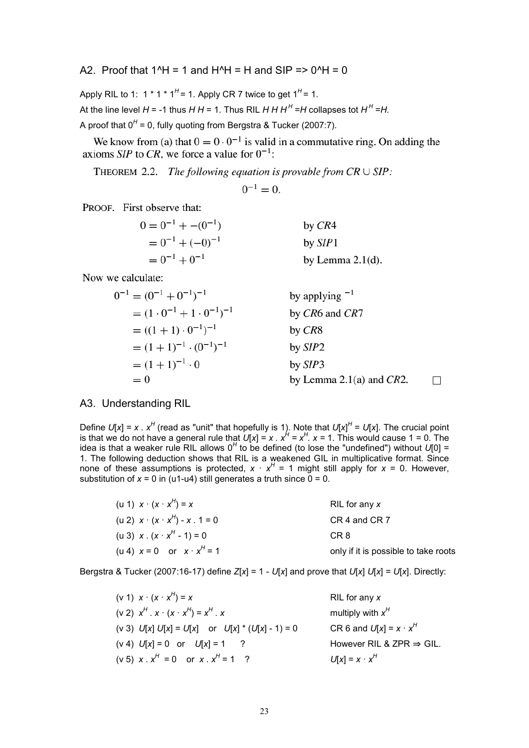## A2. Proof that 1^H = 1 and H^H = H and SIP => 0^H = 0

Apply RIL to 1: $1 * 1 * 1^H = 1$. Apply CR 7 twice to get $1^H = 1$.

At the line level $H = -1$ thus $H\,H = 1$. Thus RIL $H\,H\,H^H = H$ collapses tot $H^H = H$.

A proof that $0^H = 0$, fully quoting from Bergstra & Tucker (2007:7).

We know from (a) that $0 = 0 \cdot 0^{-1}$ is valid in a commutative ring. On adding the axioms *SIP* to *CR*, we force a value for $0^{-1}$:

THEOREM 2.2. *The following equation is provable from $CR \cup SIP$:*

$$0^{-1} = 0.$$

PROOF. First observe that:

$$
\begin{aligned}
0 &= 0^{-1} + -(0^{-1}) && \text{by } CR4\\
&= 0^{-1} + (-0)^{-1} && \text{by } SIP1\\
&= 0^{-1} + 0^{-1} && \text{by Lemma 2.1(d).}
\end{aligned}
$$

Now we calculate:

$$
\begin{aligned}
0^{-1} &= (0^{-1} + 0^{-1})^{-1} && \text{by applying } ^{-1}\\
&= (1 \cdot 0^{-1} + 1 \cdot 0^{-1})^{-1} && \text{by } CR6 \text{ and } CR7\\
&= ((1+1) \cdot 0^{-1})^{-1} && \text{by } CR8\\
&= (1+1)^{-1} \cdot (0^{-1})^{-1} && \text{by } SIP2\\
&= (1+1)^{-1} \cdot 0 && \text{by } SIP3\\
&= 0 && \text{by Lemma 2.1(a) and } CR2. \quad \square
\end{aligned}
$$

## A3. Understanding RIL

Define $U[x] = x \,.\, x^H$ (read as "unit" that hopefully is 1). Note that $U[x]^H = U[x]$. The crucial point is that we do not have a general rule that $U[x] = x \,.\, x^H = x^H \,.\, x = 1$. This would cause $1 = 0$. The idea is that a weaker rule RIL allows $0^H$ to be defined (to lose the "undefined") without $U[0] = 1$. The following deduction shows that RIL is a weakened GIL in multiplicative format. Since none of these assumptions is protected, $x \cdot x^H = 1$ might still apply for $x = 0$. However, substitution of $x = 0$ in (u1-u4) still generates a truth since $0 = 0$.

| | |
|---|---|
| (u 1) $x \cdot (x \cdot x^H) = x$ | RIL for any $x$ |
| (u 2) $x \cdot (x \cdot x^H) - x \,.\, 1 = 0$ | CR 4 and CR 7 |
| (u 3) $x \,.\, (x \cdot x^H - 1) = 0$ | CR 8 |
| (u 4) $x = 0$ or $x \cdot x^H = 1$ | only if it is possible to take roots |

Bergstra & Tucker (2007:16-17) define $Z[x] = 1 - U[x]$ and prove that $U[x]\,U[x] = U[x]$. Directly:

| | |
|---|---|
| (v 1) $x \cdot (x \cdot x^H) = x$ | RIL for any $x$ |
| (v 2) $x^H \,.\, x \cdot (x \cdot x^H) = x^H \,.\, x$ | multiply with $x^H$ |
| (v 3) $U[x]\,U[x] = U[x]$ or $U[x] * (U[x] - 1) = 0$ | CR 6 and $U[x] = x \cdot x^H$ |
| (v 4) $U[x] = 0$ or $U[x] = 1$ ? | However RIL & ZPR ⇒ GIL. |
| (v 5) $x \,.\, x^H = 0$ or $x \,.\, x^H = 1$ ? | $U[x] = x \cdot x^H$ |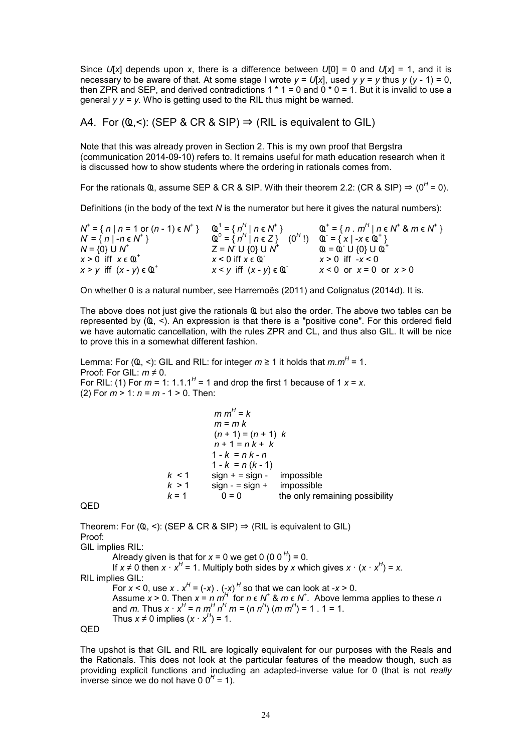Since $U[x]$ depends upon $x$, there is a difference between $U[0] = 0$ and $U[x] = 1$, and it is necessary to be aware of that. At some stage I wrote $y = U[x]$, used $y\, y = y$ thus $y\,(y - 1) = 0$, then ZPR and SEP, and derived contradictions $1 * 1 = 0$ and $0 * 0 = 1$. But it is invalid to use a general $y\, y = y$. Who is getting used to the RIL thus might be warned.

## A4. For ($\mathbb{Q}$,<): (SEP & CR & SIP) ⇒ (RIL is equivalent to GIL)

Note that this was already proven in Section 2. This is my own proof that Bergstra (communication 2014-09-10) refers to. It remains useful for math education research when it is discussed how to show students where the ordering in rationals comes from.

For the rationals $\mathbb{Q}$, assume SEP & CR & SIP. With their theorem 2.2: (CR & SIP) ⇒ ($0^H = 0$).

Definitions (in the body of the text $N$ is the numerator but here it gives the natural numbers):

| | | |
|---|---|---|
| $N^+ = \{ n \mid n = 1 \text{ or } (n - 1) \in N^+ \}$ | $\mathbb{Q}^1 = \{ n^H \mid n \in N^+ \}$ | $\mathbb{Q}^+ = \{ n \,.\, m^H \mid n \in N^+ \;\&\; m \in N^+ \}$ |
| $N^- = \{ n \mid -n \in N^+ \}$ | $\mathbb{Q}^0 = \{ n^H \mid n \in Z \}$ ($0^H$ !) | $\mathbb{Q}^- = \{ x \mid -x \in \mathbb{Q}^+ \}$ |
| $N = \{0\} \cup N^+$ | $Z = N^- \cup \{0\} \cup N^+$ | $\mathbb{Q} = \mathbb{Q}^- \cup \{0\} \cup \mathbb{Q}^+$ |
| $x > 0$ iff $x \in \mathbb{Q}^+$ | $x < 0$ iff $x \in \mathbb{Q}^-$ | $x > 0$ iff $-x < 0$ |
| $x > y$ iff $(x - y) \in \mathbb{Q}^+$ | $x < y$ iff $(x - y) \in \mathbb{Q}^-$ | $x < 0$ or $x = 0$ or $x > 0$ |

On whether 0 is a natural number, see Harremoës (2011) and Colignatus (2014d). It is.

The above does not just give the rationals $\mathbb{Q}$ but also the order. The above two tables can be represented by ($\mathbb{Q}$, <). An expression is that there is a "positive cone". For this ordered field we have automatic cancellation, with the rules ZPR and CL, and thus also GIL. It will be nice to prove this in a somewhat different fashion.

Lemma: For ($\mathbb{Q}$, <): GIL and RIL: for integer $m \geq 1$ it holds that $m.m^H = 1$.
Proof: For GIL: $m \neq 0$.
For RIL: (1) For $m = 1$: $1.1.1^H = 1$ and drop the first 1 because of $1\, x = x$.
(2) For $m > 1$: $n = m - 1 > 0$. Then:

| | | |
|---|---|---|
| | $m\, m^H = k$ | |
| | $m = m\, k$ | |
| | $(n + 1) = (n + 1)\; k$ | |
| | $n + 1 = n\, k + k$ | |
| | $1 - k = n\, k - n$ | |
| | $1 - k = n\,(k - 1)$ | |
| $k < 1$ | sign + = sign - | impossible |
| $k > 1$ | sign - = sign + | impossible |
| $k = 1$ | $0 = 0$ | the only remaining possibility |

QED

Theorem: For ($\mathbb{Q}$, <): (SEP & CR & SIP) ⇒ (RIL is equivalent to GIL)
Proof:
GIL implies RIL:
Already given is that for $x = 0$ we get $0\,(0\, 0^H) = 0$.
If $x \neq 0$ then $x \cdot x^H = 1$. Multiply both sides by $x$ which gives $x \cdot (x \cdot x^H) = x$.
RIL implies GIL:
For $x < 0$, use $x \,.\, x^H = (-x) \,.\, (-x)^H$ so that we can look at $-x > 0$.
Assume $x > 0$. Then $x = n\, m^H$ for $n \in N^+$ & $m \in N^+$. Above lemma applies to these $n$ and $m$. Thus $x \cdot x^H = n\, m^H\, n^H\, m = (n\, n^H)\,(m\, m^H) = 1 \,.\, 1 = 1$.
Thus $x \neq 0$ implies $(x \cdot x^H) = 1$.
QED

The upshot is that GIL and RIL are logically equivalent for our purposes with the Reals and the Rationals. This does not look at the particular features of the meadow though, such as providing explicit functions and including an adapted-inverse value for 0 (that is not *really* inverse since we do not have $0\, 0^H = 1$).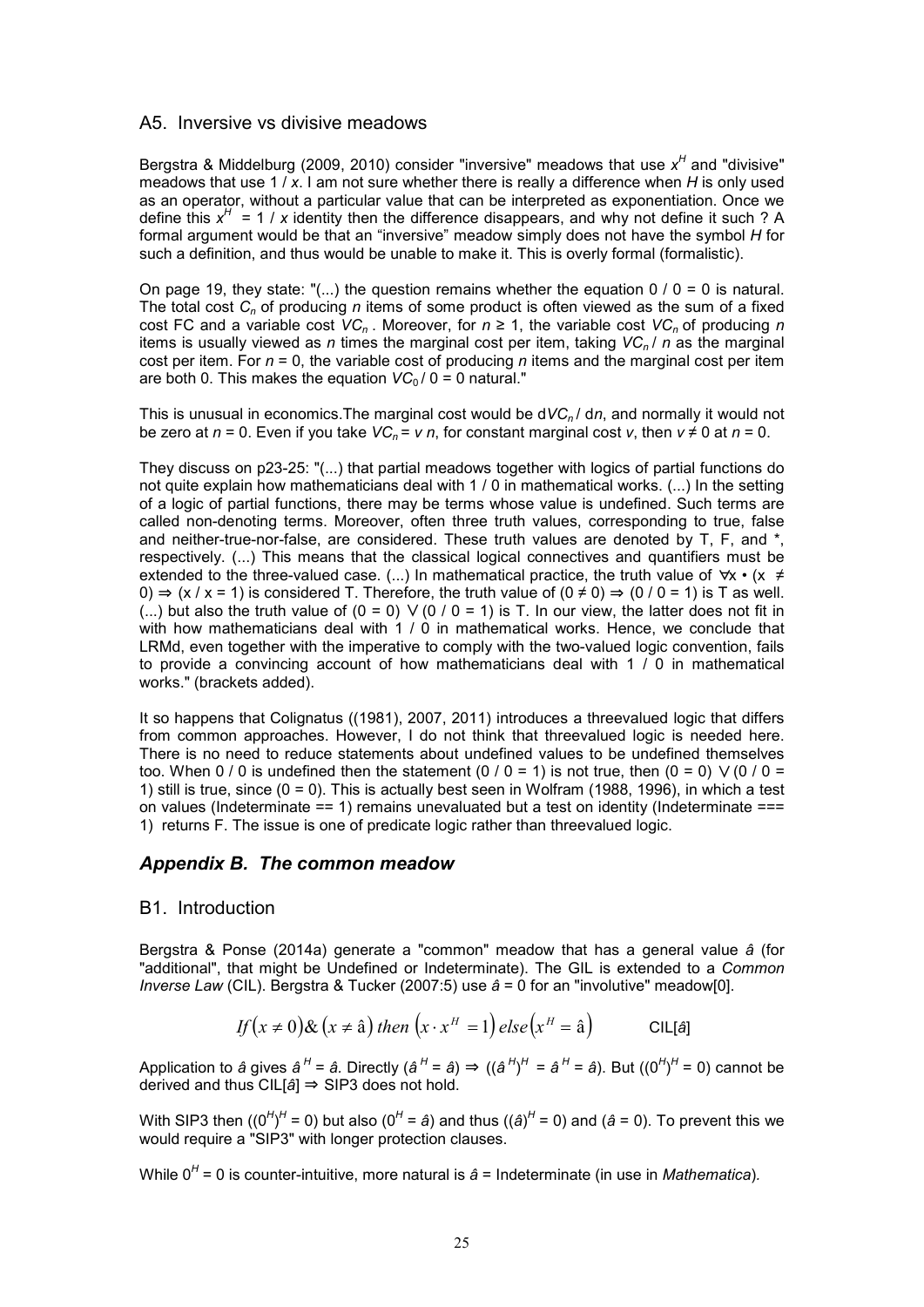## A5. Inversive vs divisive meadows

Bergstra & Middelburg (2009, 2010) consider "inversive" meadows that use $x^H$ and "divisive" meadows that use $1 / x$. I am not sure whether there is really a difference when $H$ is only used as an operator, without a particular value that can be interpreted as exponentiation. Once we define this $x^H = 1 / x$ identity then the difference disappears, and why not define it such ? A formal argument would be that an "inversive" meadow simply does not have the symbol $H$ for such a definition, and thus would be unable to make it. This is overly formal (formalistic).

On page 19, they state: "(...) the question remains whether the equation $0 / 0 = 0$ is natural. The total cost $C_n$ of producing $n$ items of some product is often viewed as the sum of a fixed cost FC and a variable cost $VC_n$. Moreover, for $n \geq 1$, the variable cost $VC_n$ of producing $n$ items is usually viewed as $n$ times the marginal cost per item, taking $VC_n / n$ as the marginal cost per item. For $n = 0$, the variable cost of producing $n$ items and the marginal cost per item are both 0. This makes the equation $VC_0 / 0 = 0$ natural."

This is unusual in economics.The marginal cost would be $dVC_n / dn$, and normally it would not be zero at $n = 0$. Even if you take $VC_n = v\, n$, for constant marginal cost $v$, then $v \neq 0$ at $n = 0$.

They discuss on p23-25: "(...) that partial meadows together with logics of partial functions do not quite explain how mathematicians deal with 1 / 0 in mathematical works. (...) In the setting of a logic of partial functions, there may be terms whose value is undefined. Such terms are called non-denoting terms. Moreover, often three truth values, corresponding to true, false and neither-true-nor-false, are considered. These truth values are denoted by T, F, and *, respectively. (...) This means that the classical logical connectives and quantifiers must be extended to the three-valued case. (...) In mathematical practice, the truth value of $\forall x \bullet (x \neq 0) \Rightarrow (x / x = 1)$ is considered T. Therefore, the truth value of $(0 \neq 0) \Rightarrow (0 / 0 = 1)$ is T as well. (...) but also the truth value of $(0 = 0) \vee (0 / 0 = 1)$ is T. In our view, the latter does not fit in with how mathematicians deal with 1 / 0 in mathematical works. Hence, we conclude that LRMd, even together with the imperative to comply with the two-valued logic convention, fails to provide a convincing account of how mathematicians deal with 1 / 0 in mathematical works." (brackets added).

It so happens that Colignatus ((1981), 2007, 2011) introduces a threevalued logic that differs from common approaches. However, I do not think that threevalued logic is needed here. There is no need to reduce statements about undefined values to be undefined themselves too. When $0 / 0$ is undefined then the statement $(0 / 0 = 1)$ is not true, then $(0 = 0) \vee (0 / 0 = 1)$ still is true, since $(0 = 0)$. This is actually best seen in Wolfram (1988, 1996), in which a test on values (Indeterminate == 1) remains unevaluated but a test on identity (Indeterminate === 1) returns F. The issue is one of predicate logic rather than threevalued logic.

# *Appendix B. The common meadow*

## B1. Introduction

Bergstra & Ponse (2014a) generate a "common" meadow that has a general value $\hat{a}$ (for "additional", that might be Undefined or Indeterminate). The GIL is extended to a *Common Inverse Law* (CIL). Bergstra & Tucker (2007:5) use $\hat{a} = 0$ for an "involutive" meadow[0].

$$If\left(x \neq 0\right) \& \left(x \neq \hat{a}\right)\ then\ \left(x \cdot x^H = 1\right)\ else \left(x^H = \hat{a}\right) \qquad \text{CIL}[\hat{a}]$$

Application to $\hat{a}$ gives $\hat{a}^H = \hat{a}$. Directly $(\hat{a}^H = \hat{a}) \Rightarrow ((\hat{a}^H)^H = \hat{a}^H = \hat{a})$. But $((0^H)^H = 0)$ cannot be derived and thus CIL[$\hat{a}$] $\Rightarrow$ SIP3 does not hold.

With SIP3 then $((0^H)^H = 0)$ but also $(0^H = \hat{a})$ and thus $((\hat{a})^H = 0)$ and $(\hat{a} = 0)$. To prevent this we would require a "SIP3" with longer protection clauses.

While $0^H = 0$ is counter-intuitive, more natural is $\hat{a}$ = Indeterminate (in use in *Mathematica*).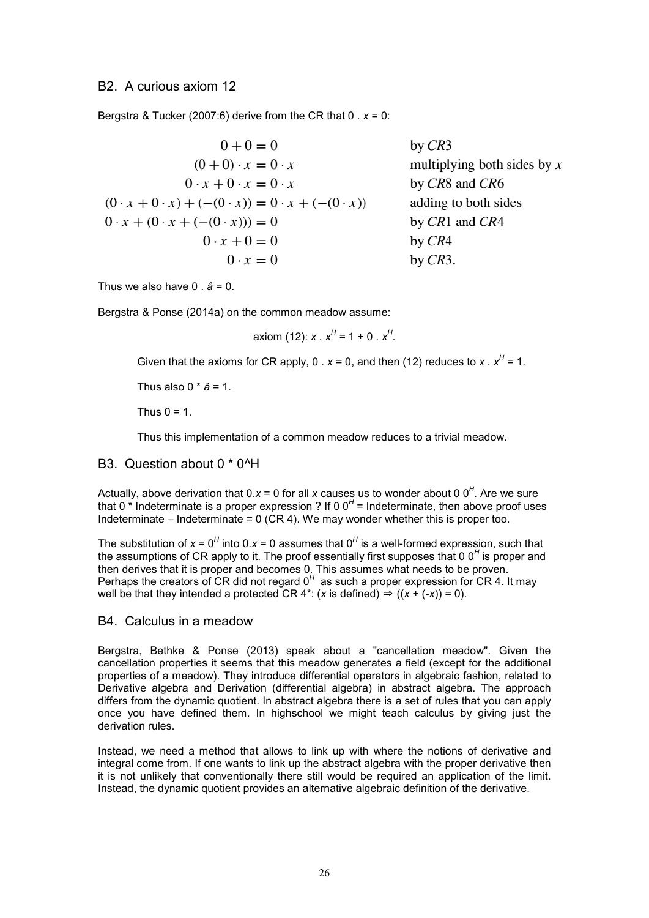## B2. A curious axiom 12

Bergstra & Tucker (2007:6) derive from the CR that $0 \,.\, x = 0$:

$$
\begin{array}{rll}
0 + 0 = 0 & & \text{by } CR3 \\
(0+0)\cdot x = 0 \cdot x & & \text{multiplying both sides by } x \\
0\cdot x + 0 \cdot x = 0 \cdot x & & \text{by } CR8 \text{ and } CR6 \\
(0\cdot x + 0\cdot x) + (-(0\cdot x)) = 0\cdot x + (-(0\cdot x)) & & \text{adding to both sides} \\
0\cdot x + (0\cdot x + (-(0\cdot x))) = 0 & & \text{by } CR1 \text{ and } CR4 \\
0\cdot x + 0 = 0 & & \text{by } CR4 \\
0\cdot x = 0 & & \text{by } CR3.
\end{array}
$$

Thus we also have $0 \,.\, \hat{a} = 0$.

Bergstra & Ponse (2014a) on the common meadow assume:

axiom (12): $x \,.\, x^H = 1 + 0 \,.\, x^H$.

> Given that the axioms for CR apply, $0 \,.\, x = 0$, and then (12) reduces to $x \,.\, x^H = 1$.
>
> Thus also $0 * \hat{a} = 1$.
>
> Thus $0 = 1$.
>
> Thus this implementation of a common meadow reduces to a trivial meadow.

## B3. Question about 0 * 0^H

Actually, above derivation that $0.x = 0$ for all $x$ causes us to wonder about $0\ 0^H$. Are we sure that $0$ * Indeterminate is a proper expression ? If $0\ 0^H$ = Indeterminate, then above proof uses Indeterminate – Indeterminate = 0 (CR 4). We may wonder whether this is proper too.

The substitution of $x = 0^H$ into $0.x = 0$ assumes that $0^H$ is a well-formed expression, such that the assumptions of CR apply to it. The proof essentially first supposes that $0\ 0^H$ is proper and then derives that it is proper and becomes 0. This assumes what needs to be proven. Perhaps the creators of CR did not regard $0^H$ as such a proper expression for CR 4. It may well be that they intended a protected CR 4*: ($x$ is defined) $\Rightarrow ((x + (-x)) = 0)$.

## B4. Calculus in a meadow

Bergstra, Bethke & Ponse (2013) speak about a "cancellation meadow". Given the cancellation properties it seems that this meadow generates a field (except for the additional properties of a meadow). They introduce differential operators in algebraic fashion, related to Derivative algebra and Derivation (differential algebra) in abstract algebra. The approach differs from the dynamic quotient. In abstract algebra there is a set of rules that you can apply once you have defined them. In highschool we might teach calculus by giving just the derivation rules.

Instead, we need a method that allows to link up with where the notions of derivative and integral come from. If one wants to link up the abstract algebra with the proper derivative then it is not unlikely that conventionally there still would be required an application of the limit. Instead, the dynamic quotient provides an alternative algebraic definition of the derivative.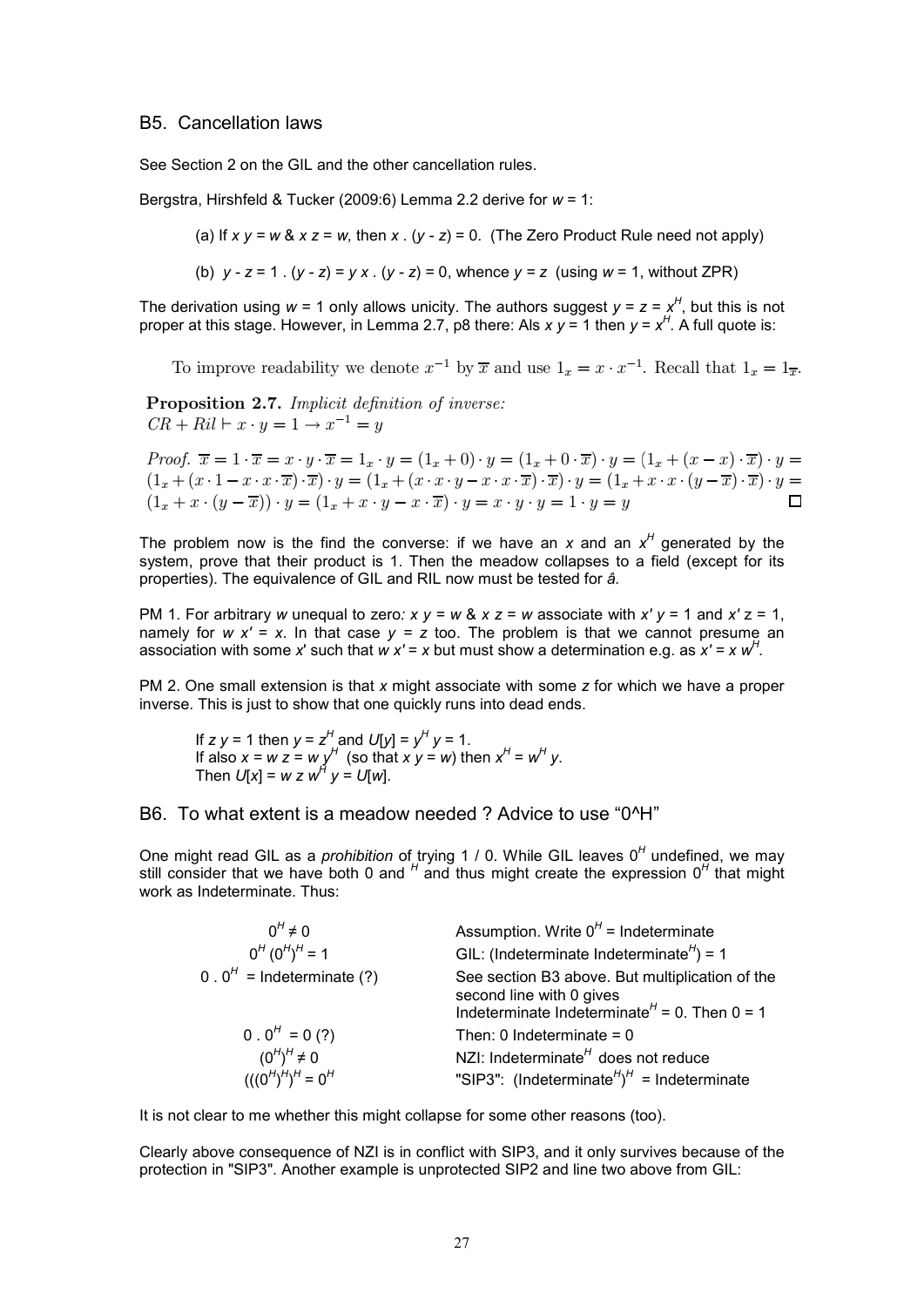## B5. Cancellation laws

See Section 2 on the GIL and the other cancellation rules.

Bergstra, Hirshfeld & Tucker (2009:6) Lemma 2.2 derive for $w = 1$:

> (a) If $x\ y = w$ & $x\ z = w$, then $x\ .\ (y - z) = 0$. (The Zero Product Rule need not apply)
>
> (b) $y - z = 1\ .\ (y - z) = y\ x\ .\ (y - z) = 0$, whence $y = z$ (using $w = 1$, without ZPR)

The derivation using $w = 1$ only allows unicity. The authors suggest $y = z = x^H$, but this is not proper at this stage. However, in Lemma 2.7, p8 there: Als $x\ y = 1$ then $y = x^H$. A full quote is:

> To improve readability we denote $x^{-1}$ by $\overline{x}$ and use $1_x = x \cdot x^{-1}$. Recall that $1_x = 1_{\overline{x}}$.
>
> **Proposition 2.7.** *Implicit definition of inverse:*
> $CR + Ril \vdash x \cdot y = 1 \rightarrow x^{-1} = y$
>
> *Proof.* $\overline{x} = 1 \cdot \overline{x} = x \cdot y \cdot \overline{x} = 1_x \cdot y = (1_x + 0) \cdot y = (1_x + 0 \cdot \overline{x}) \cdot y = (1_x + (x - x) \cdot \overline{x}) \cdot y = (1_x + (x \cdot 1 - x \cdot x \cdot \overline{x}) \cdot \overline{x}) \cdot y = (1_x + (x \cdot x \cdot y - x \cdot x \cdot \overline{x}) \cdot \overline{x}) \cdot y = (1_x + x \cdot x \cdot (y - \overline{x}) \cdot \overline{x}) \cdot y = (1_x + x \cdot (y - \overline{x})) \cdot y = (1_x + x \cdot y - x \cdot \overline{x}) \cdot y = x \cdot y \cdot y = 1 \cdot y = y$ □

The problem now is the find the converse: if we have an $x$ and an $x^H$ generated by the system, prove that their product is 1. Then the meadow collapses to a field (except for its properties). The equivalence of GIL and RIL now must be tested for *â*.

PM 1. For arbitrary $w$ unequal to zero: $x\ y = w$ & $x\ z = w$ associate with $x'\ y = 1$ and $x'\ z = 1$, namely for $w\ x' = x$. In that case $y = z$ too. The problem is that we cannot presume an association with some $x'$ such that $w\ x' = x$ but must show a determination e.g. as $x' = x\ w^H$.

PM 2. One small extension is that $x$ might associate with some $z$ for which we have a proper inverse. This is just to show that one quickly runs into dead ends.

> If $z\ y = 1$ then $y = z^H$ and $U[y] = y^H\ y = 1$.
> If also $x = w\ z = w\ y^H$ (so that $x\ y = w$) then $x^H = w^H\ y$.
> Then $U[x] = w\ z\ w^H\ y = U[w]$.

## B6. To what extent is a meadow needed ? Advice to use "0^H"

One might read GIL as a *prohibition* of trying 1 / 0. While GIL leaves $0^H$ undefined, we may still consider that we have both 0 and $^H$ and thus might create the expression $0^H$ that might work as Indeterminate. Thus:

| | |
|---|---|
| $0^H \neq 0$ | Assumption. Write $0^H$ = Indeterminate |
| $0^H (0^H)^H = 1$ | GIL: (Indeterminate Indeterminate$^H$) = 1 |
| $0\ .\ 0^H$ = Indeterminate (?) | See section B3 above. But multiplication of the second line with 0 gives Indeterminate Indeterminate$^H$ = 0. Then 0 = 1 |
| $0\ .\ 0^H = 0$ (?) | Then: 0 Indeterminate = 0 |
| $(0^H)^H \neq 0$ | NZI: Indeterminate$^H$ does not reduce |
| $(((0^H)^H)^H = 0^H$ | "SIP3": (Indeterminate$^H$)$^H$ = Indeterminate |

It is not clear to me whether this might collapse for some other reasons (too).

Clearly above consequence of NZI is in conflict with SIP3, and it only survives because of the protection in "SIP3". Another example is unprotected SIP2 and line two above from GIL: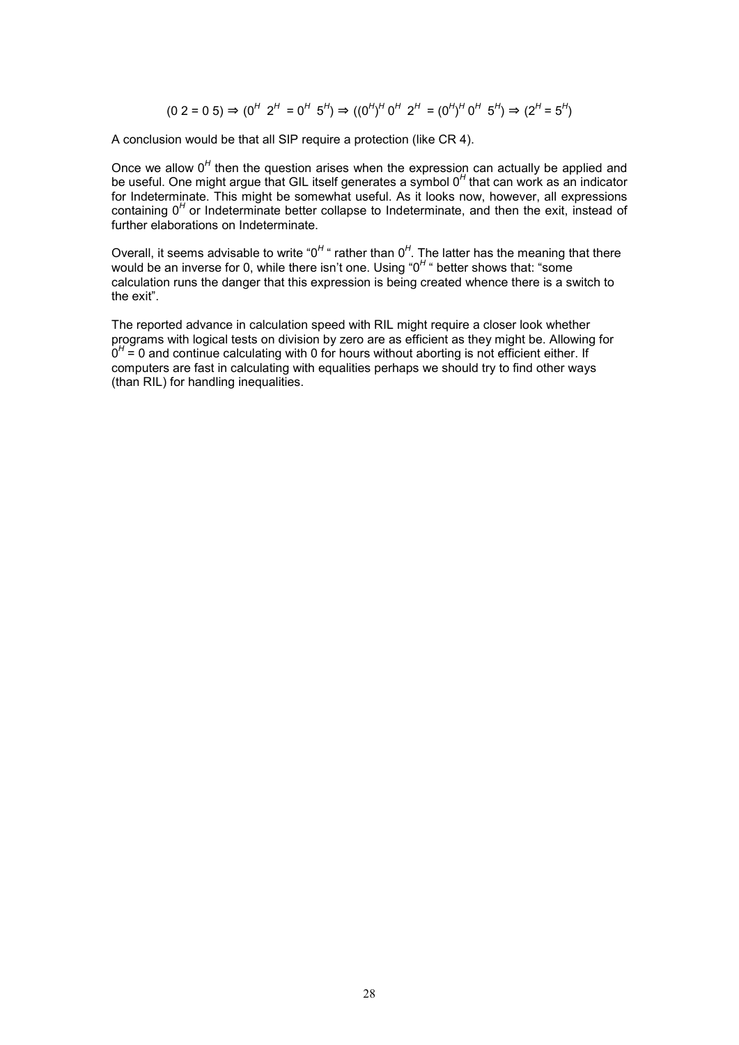$$(0\ 2 = 0\ 5) \Rightarrow (0^H\ 2^H\ = 0^H\ 5^H) \Rightarrow ((0^H)^H\ 0^H\ 2^H\ = (0^H)^H\ 0^H\ 5^H) \Rightarrow (2^H = 5^H)$$

A conclusion would be that all SIP require a protection (like CR 4).

Once we allow $0^H$ then the question arises when the expression can actually be applied and be useful. One might argue that GIL itself generates a symbol $0^H$ that can work as an indicator for Indeterminate. This might be somewhat useful. As it looks now, however, all expressions containing $0^H$ or Indeterminate better collapse to Indeterminate, and then the exit, instead of further elaborations on Indeterminate.

Overall, it seems advisable to write "$0^H$ " rather than $0^H$. The latter has the meaning that there would be an inverse for 0, while there isn't one. Using "$0^H$ " better shows that: "some calculation runs the danger that this expression is being created whence there is a switch to the exit".

The reported advance in calculation speed with RIL might require a closer look whether programs with logical tests on division by zero are as efficient as they might be. Allowing for $0^H = 0$ and continue calculating with 0 for hours without aborting is not efficient either. If computers are fast in calculating with equalities perhaps we should try to find other ways (than RIL) for handling inequalities.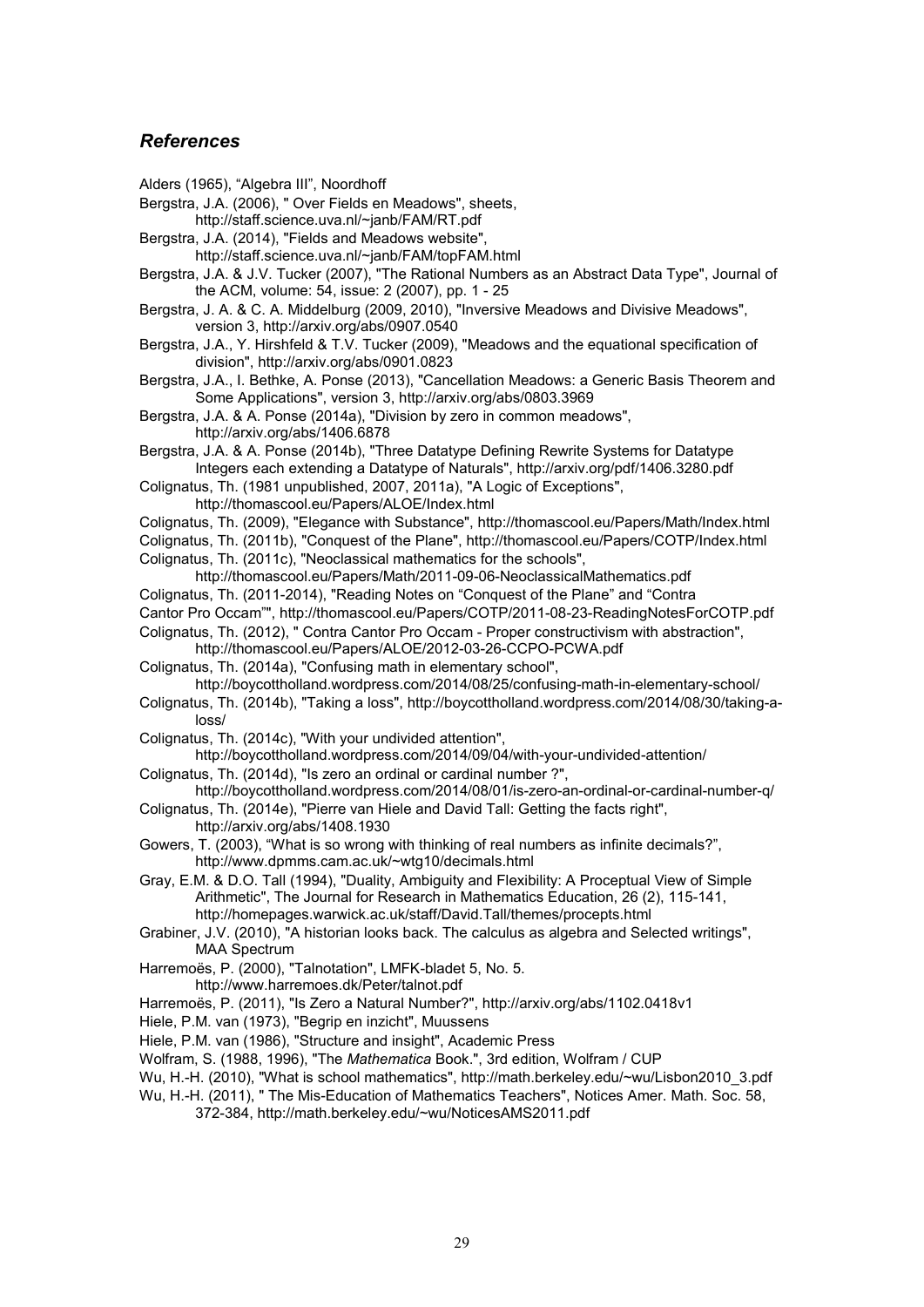## *References*

Alders (1965), "Algebra III", Noordhoff

Bergstra, J.A. (2006), " Over Fields en Meadows", sheets, http://staff.science.uva.nl/~janb/FAM/RT.pdf

Bergstra, J.A. (2014), "Fields and Meadows website", http://staff.science.uva.nl/~janb/FAM/topFAM.html

Bergstra, J.A. & J.V. Tucker (2007), "The Rational Numbers as an Abstract Data Type", Journal of the ACM, volume: 54, issue: 2 (2007), pp. 1 - 25

Bergstra, J. A. & C. A. Middelburg (2009, 2010), "Inversive Meadows and Divisive Meadows", version 3, http://arxiv.org/abs/0907.0540

Bergstra, J.A., Y. Hirshfeld & T.V. Tucker (2009), "Meadows and the equational specification of division", http://arxiv.org/abs/0901.0823

Bergstra, J.A., I. Bethke, A. Ponse (2013), "Cancellation Meadows: a Generic Basis Theorem and Some Applications", version 3, http://arxiv.org/abs/0803.3969

Bergstra, J.A. & A. Ponse (2014a), "Division by zero in common meadows", http://arxiv.org/abs/1406.6878

Bergstra, J.A. & A. Ponse (2014b), "Three Datatype Defining Rewrite Systems for Datatype Integers each extending a Datatype of Naturals", http://arxiv.org/pdf/1406.3280.pdf

Colignatus, Th. (1981 unpublished, 2007, 2011a), "A Logic of Exceptions", http://thomascool.eu/Papers/ALOE/Index.html

Colignatus, Th. (2009), "Elegance with Substance", http://thomascool.eu/Papers/Math/Index.html

Colignatus, Th. (2011b), "Conquest of the Plane", http://thomascool.eu/Papers/COTP/Index.html

Colignatus, Th. (2011c), "Neoclassical mathematics for the schools", http://thomascool.eu/Papers/Math/2011-09-06-NeoclassicalMathematics.pdf

Colignatus, Th. (2011-2014), "Reading Notes on "Conquest of the Plane" and "Contra Cantor Pro Occam"", http://thomascool.eu/Papers/COTP/2011-08-23-ReadingNotesForCOTP.pdf

Colignatus, Th. (2012), " Contra Cantor Pro Occam - Proper constructivism with abstraction", http://thomascool.eu/Papers/ALOE/2012-03-26-CCPO-PCWA.pdf

Colignatus, Th. (2014a), "Confusing math in elementary school", http://boycottholland.wordpress.com/2014/08/25/confusing-math-in-elementary-school/

Colignatus, Th. (2014b), "Taking a loss", http://boycottholland.wordpress.com/2014/08/30/taking-a-loss/

Colignatus, Th. (2014c), "With your undivided attention", http://boycottholland.wordpress.com/2014/09/04/with-your-undivided-attention/

Colignatus, Th. (2014d), "Is zero an ordinal or cardinal number ?", http://boycottholland.wordpress.com/2014/08/01/is-zero-an-ordinal-or-cardinal-number-q/

Colignatus, Th. (2014e), "Pierre van Hiele and David Tall: Getting the facts right", http://arxiv.org/abs/1408.1930

Gowers, T. (2003), "What is so wrong with thinking of real numbers as infinite decimals?", http://www.dpmms.cam.ac.uk/~wtg10/decimals.html

Gray, E.M. & D.O. Tall (1994), "Duality, Ambiguity and Flexibility: A Proceptual View of Simple Arithmetic", The Journal for Research in Mathematics Education, 26 (2), 115-141, http://homepages.warwick.ac.uk/staff/David.Tall/themes/procepts.html

Grabiner, J.V. (2010), "A historian looks back. The calculus as algebra and Selected writings", MAA Spectrum

Harremoës, P. (2000), "Talnotation", LMFK-bladet 5, No. 5. http://www.harremoes.dk/Peter/talnot.pdf

Harremoës, P. (2011), "Is Zero a Natural Number?", http://arxiv.org/abs/1102.0418v1

Hiele, P.M. van (1973), "Begrip en inzicht", Muussens

Hiele, P.M. van (1986), "Structure and insight", Academic Press

Wolfram, S. (1988, 1996), "The *Mathematica* Book.", 3rd edition, Wolfram / CUP

Wu, H.-H. (2010), "What is school mathematics", http://math.berkeley.edu/~wu/Lisbon2010_3.pdf

Wu, H.-H. (2011), " The Mis-Education of Mathematics Teachers", Notices Amer. Math. Soc. 58, 372-384, http://math.berkeley.edu/~wu/NoticesAMS2011.pdf